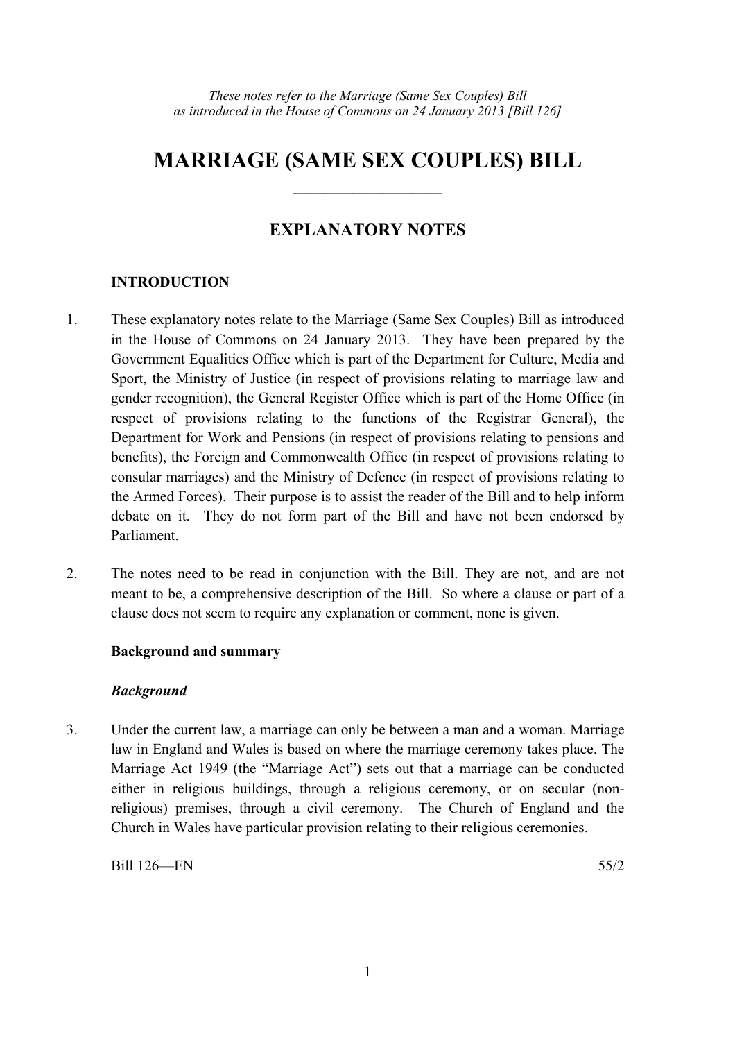*These notes refer to the Marriage (Same Sex Couples) Bill as introduced in the House of Commons on 24 January 2013 [Bill 126]*

# MARRIAGE (SAME SEX COUPLES) BILL

## EXPLANATORY NOTES

### INTRODUCTION

1. These explanatory notes relate to the Marriage (Same Sex Couples) Bill as introduced in the House of Commons on 24 January 2013. They have been prepared by the Government Equalities Office which is part of the Department for Culture, Media and Sport, the Ministry of Justice (in respect of provisions relating to marriage law and gender recognition), the General Register Office which is part of the Home Office (in respect of provisions relating to the functions of the Registrar General), the Department for Work and Pensions (in respect of provisions relating to pensions and benefits), the Foreign and Commonwealth Office (in respect of provisions relating to consular marriages) and the Ministry of Defence (in respect of provisions relating to the Armed Forces). Their purpose is to assist the reader of the Bill and to help inform debate on it. They do not form part of the Bill and have not been endorsed by Parliament.

2. The notes need to be read in conjunction with the Bill. They are not, and are not meant to be, a comprehensive description of the Bill. So where a clause or part of a clause does not seem to require any explanation or comment, none is given.

### Background and summary

#### *Background*

3. Under the current law, a marriage can only be between a man and a woman. Marriage law in England and Wales is based on where the marriage ceremony takes place. The Marriage Act 1949 (the "Marriage Act") sets out that a marriage can be conducted either in religious buildings, through a religious ceremony, or on secular (non-religious) premises, through a civil ceremony. The Church of England and the Church in Wales have particular provision relating to their religious ceremonies.

Bill 126—EN 55/2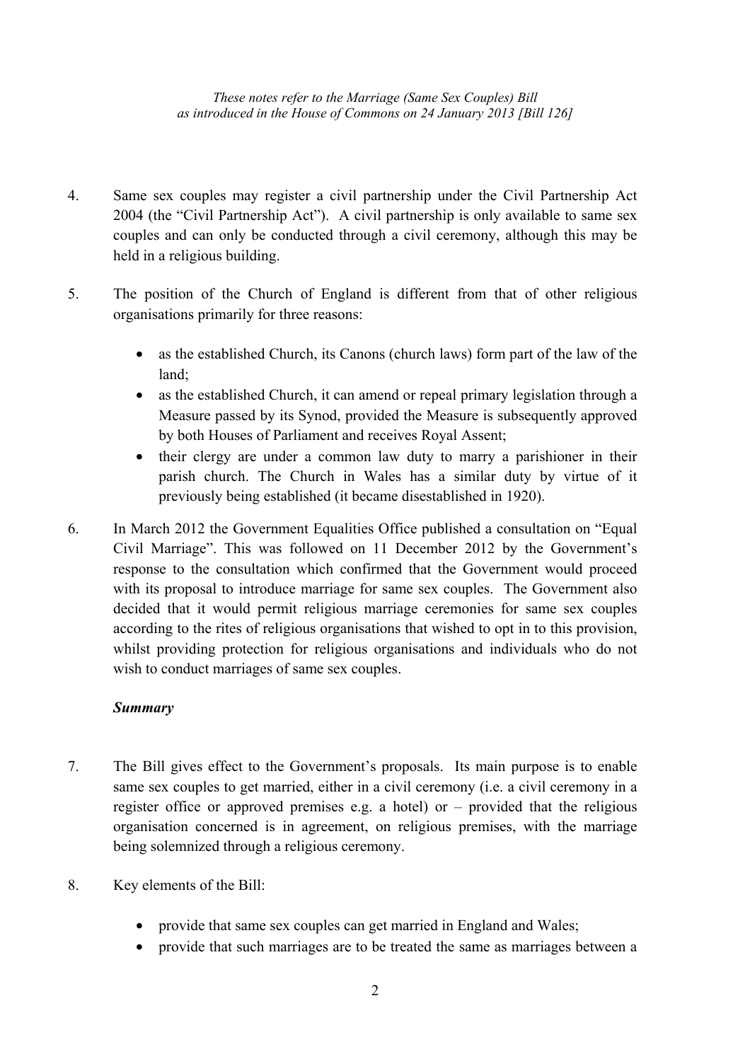4. Same sex couples may register a civil partnership under the Civil Partnership Act 2004 (the "Civil Partnership Act"). A civil partnership is only available to same sex couples and can only be conducted through a civil ceremony, although this may be held in a religious building.

5. The position of the Church of England is different from that of other religious organisations primarily for three reasons:

   - as the established Church, its Canons (church laws) form part of the law of the land;
   - as the established Church, it can amend or repeal primary legislation through a Measure passed by its Synod, provided the Measure is subsequently approved by both Houses of Parliament and receives Royal Assent;
   - their clergy are under a common law duty to marry a parishioner in their parish church. The Church in Wales has a similar duty by virtue of it previously being established (it became disestablished in 1920).

6. In March 2012 the Government Equalities Office published a consultation on "Equal Civil Marriage". This was followed on 11 December 2012 by the Government's response to the consultation which confirmed that the Government would proceed with its proposal to introduce marriage for same sex couples. The Government also decided that it would permit religious marriage ceremonies for same sex couples according to the rites of religious organisations that wished to opt in to this provision, whilst providing protection for religious organisations and individuals who do not wish to conduct marriages of same sex couples.

***Summary***

7. The Bill gives effect to the Government's proposals. Its main purpose is to enable same sex couples to get married, either in a civil ceremony (i.e. a civil ceremony in a register office or approved premises e.g. a hotel) or – provided that the religious organisation concerned is in agreement, on religious premises, with the marriage being solemnized through a religious ceremony.

8. Key elements of the Bill:

   - provide that same sex couples can get married in England and Wales;
   - provide that such marriages are to be treated the same as marriages between a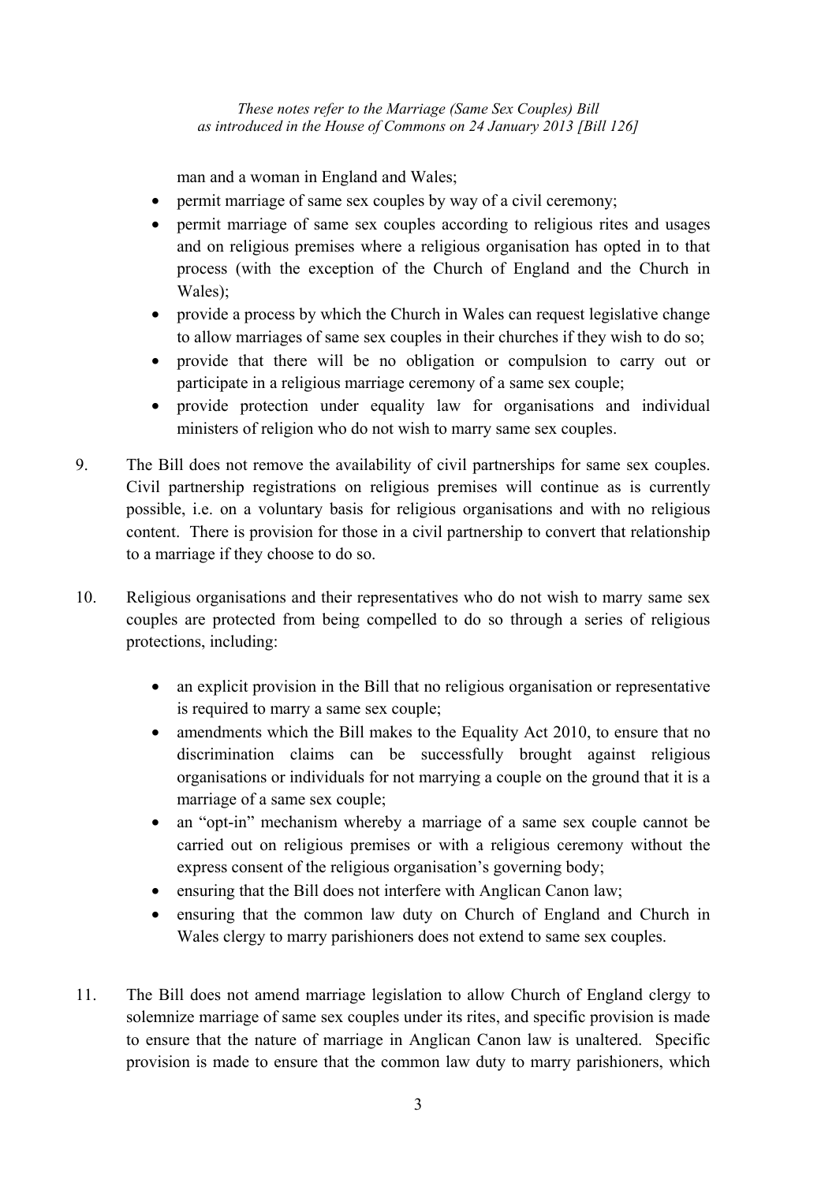man and a woman in England and Wales;

- permit marriage of same sex couples by way of a civil ceremony;
- permit marriage of same sex couples according to religious rites and usages and on religious premises where a religious organisation has opted in to that process (with the exception of the Church of England and the Church in Wales);
- provide a process by which the Church in Wales can request legislative change to allow marriages of same sex couples in their churches if they wish to do so;
- provide that there will be no obligation or compulsion to carry out or participate in a religious marriage ceremony of a same sex couple;
- provide protection under equality law for organisations and individual ministers of religion who do not wish to marry same sex couples.

9. The Bill does not remove the availability of civil partnerships for same sex couples. Civil partnership registrations on religious premises will continue as is currently possible, i.e. on a voluntary basis for religious organisations and with no religious content. There is provision for those in a civil partnership to convert that relationship to a marriage if they choose to do so.

10. Religious organisations and their representatives who do not wish to marry same sex couples are protected from being compelled to do so through a series of religious protections, including:

    - an explicit provision in the Bill that no religious organisation or representative is required to marry a same sex couple;
    - amendments which the Bill makes to the Equality Act 2010, to ensure that no discrimination claims can be successfully brought against religious organisations or individuals for not marrying a couple on the ground that it is a marriage of a same sex couple;
    - an "opt-in" mechanism whereby a marriage of a same sex couple cannot be carried out on religious premises or with a religious ceremony without the express consent of the religious organisation's governing body;
    - ensuring that the Bill does not interfere with Anglican Canon law;
    - ensuring that the common law duty on Church of England and Church in Wales clergy to marry parishioners does not extend to same sex couples.

11. The Bill does not amend marriage legislation to allow Church of England clergy to solemnize marriage of same sex couples under its rites, and specific provision is made to ensure that the nature of marriage in Anglican Canon law is unaltered. Specific provision is made to ensure that the common law duty to marry parishioners, which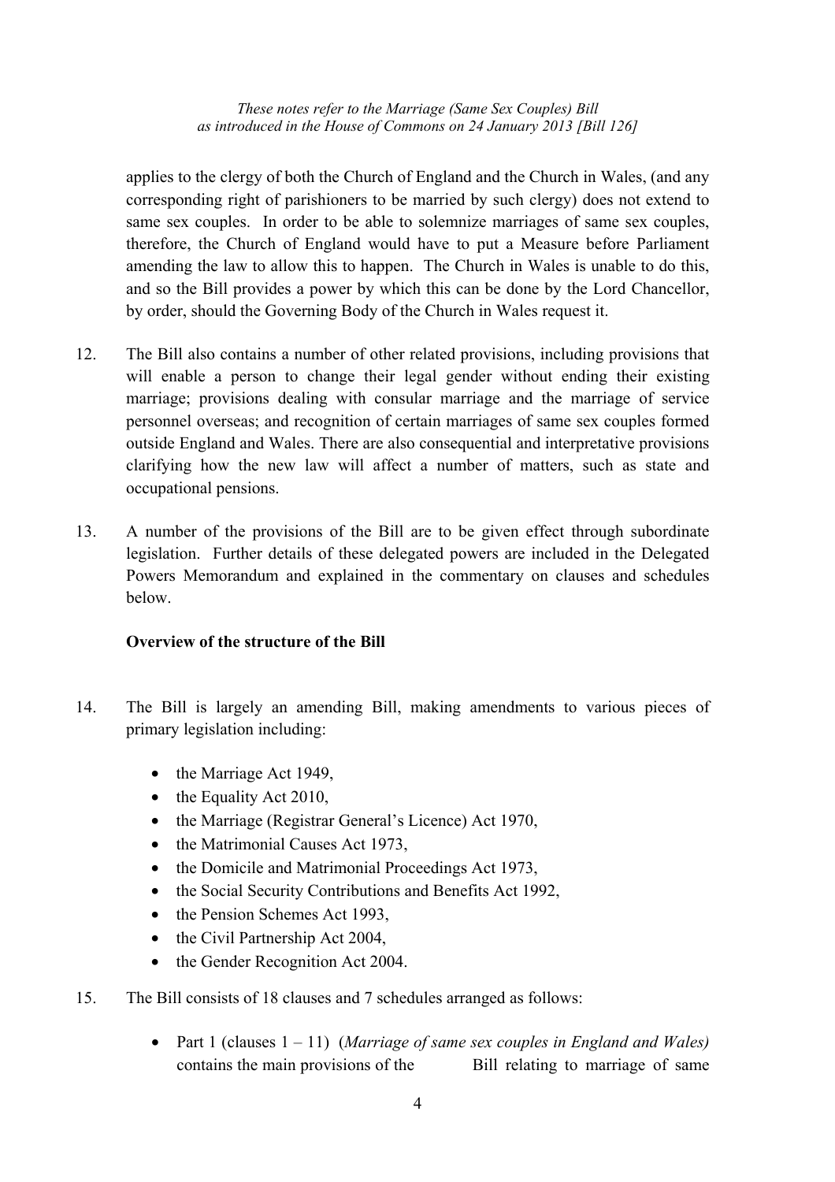applies to the clergy of both the Church of England and the Church in Wales, (and any corresponding right of parishioners to be married by such clergy) does not extend to same sex couples. In order to be able to solemnize marriages of same sex couples, therefore, the Church of England would have to put a Measure before Parliament amending the law to allow this to happen. The Church in Wales is unable to do this, and so the Bill provides a power by which this can be done by the Lord Chancellor, by order, should the Governing Body of the Church in Wales request it.

12. The Bill also contains a number of other related provisions, including provisions that will enable a person to change their legal gender without ending their existing marriage; provisions dealing with consular marriage and the marriage of service personnel overseas; and recognition of certain marriages of same sex couples formed outside England and Wales. There are also consequential and interpretative provisions clarifying how the new law will affect a number of matters, such as state and occupational pensions.

13. A number of the provisions of the Bill are to be given effect through subordinate legislation. Further details of these delegated powers are included in the Delegated Powers Memorandum and explained in the commentary on clauses and schedules below.

**Overview of the structure of the Bill**

14. The Bill is largely an amending Bill, making amendments to various pieces of primary legislation including:

- the Marriage Act 1949,
- the Equality Act 2010,
- the Marriage (Registrar General's Licence) Act 1970,
- the Matrimonial Causes Act 1973,
- the Domicile and Matrimonial Proceedings Act 1973,
- the Social Security Contributions and Benefits Act 1992,
- the Pension Schemes Act 1993,
- the Civil Partnership Act 2004,
- the Gender Recognition Act 2004.

15. The Bill consists of 18 clauses and 7 schedules arranged as follows:

- Part 1 (clauses 1 – 11) (*Marriage of same sex couples in England and Wales)* contains the main provisions of the Bill relating to marriage of same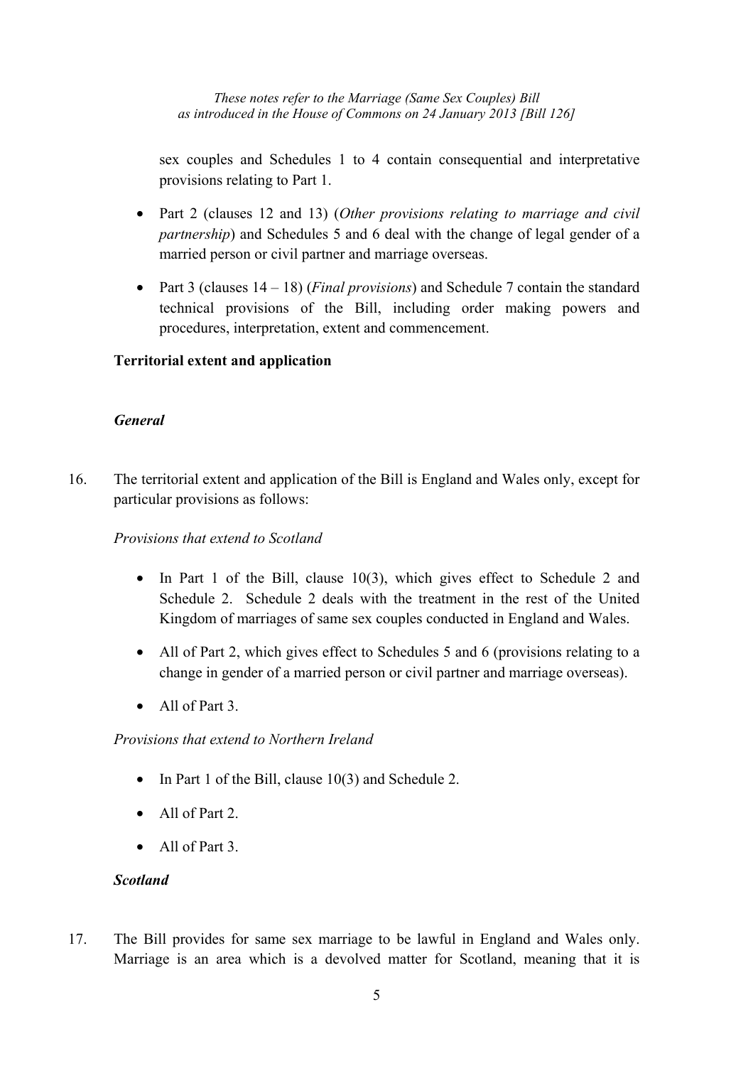sex couples and Schedules 1 to 4 contain consequential and interpretative provisions relating to Part 1.

- Part 2 (clauses 12 and 13) (*Other provisions relating to marriage and civil partnership*) and Schedules 5 and 6 deal with the change of legal gender of a married person or civil partner and marriage overseas.

- Part 3 (clauses 14 – 18) (*Final provisions*) and Schedule 7 contain the standard technical provisions of the Bill, including order making powers and procedures, interpretation, extent and commencement.

**Territorial extent and application**

***General***

16. The territorial extent and application of the Bill is England and Wales only, except for particular provisions as follows:

*Provisions that extend to Scotland*

- In Part 1 of the Bill, clause 10(3), which gives effect to Schedule 2 and Schedule 2. Schedule 2 deals with the treatment in the rest of the United Kingdom of marriages of same sex couples conducted in England and Wales.
- All of Part 2, which gives effect to Schedules 5 and 6 (provisions relating to a change in gender of a married person or civil partner and marriage overseas).
- All of Part 3.

*Provisions that extend to Northern Ireland*

- In Part 1 of the Bill, clause 10(3) and Schedule 2.
- All of Part 2.
- All of Part 3.

***Scotland***

17. The Bill provides for same sex marriage to be lawful in England and Wales only. Marriage is an area which is a devolved matter for Scotland, meaning that it is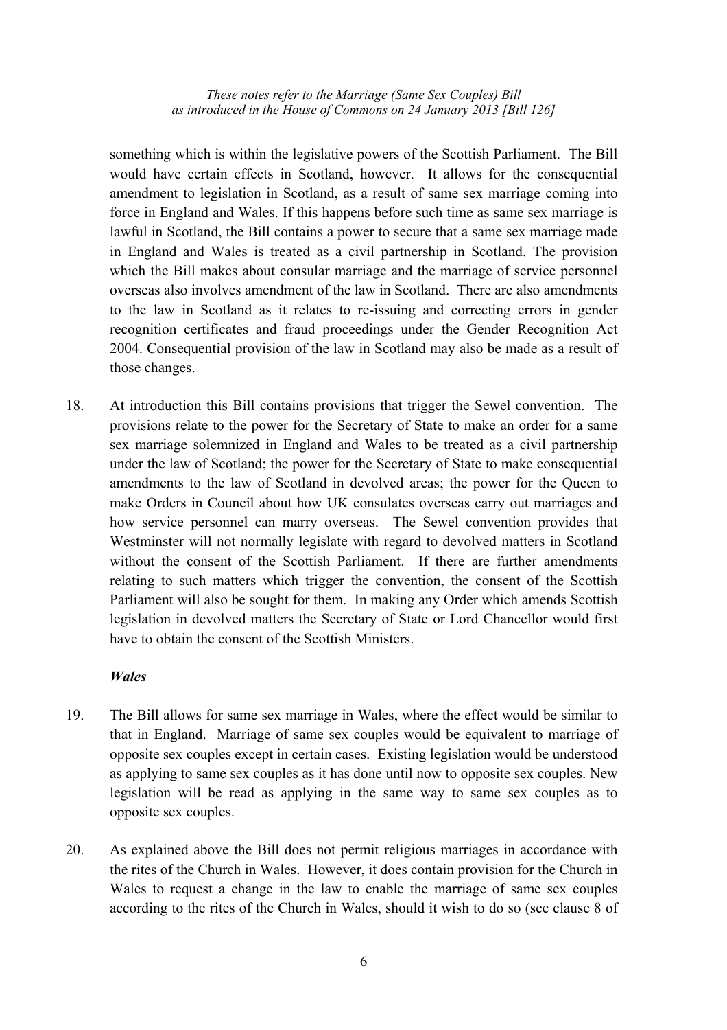something which is within the legislative powers of the Scottish Parliament. The Bill would have certain effects in Scotland, however. It allows for the consequential amendment to legislation in Scotland, as a result of same sex marriage coming into force in England and Wales. If this happens before such time as same sex marriage is lawful in Scotland, the Bill contains a power to secure that a same sex marriage made in England and Wales is treated as a civil partnership in Scotland. The provision which the Bill makes about consular marriage and the marriage of service personnel overseas also involves amendment of the law in Scotland. There are also amendments to the law in Scotland as it relates to re-issuing and correcting errors in gender recognition certificates and fraud proceedings under the Gender Recognition Act 2004. Consequential provision of the law in Scotland may also be made as a result of those changes.

18. At introduction this Bill contains provisions that trigger the Sewel convention. The provisions relate to the power for the Secretary of State to make an order for a same sex marriage solemnized in England and Wales to be treated as a civil partnership under the law of Scotland; the power for the Secretary of State to make consequential amendments to the law of Scotland in devolved areas; the power for the Queen to make Orders in Council about how UK consulates overseas carry out marriages and how service personnel can marry overseas. The Sewel convention provides that Westminster will not normally legislate with regard to devolved matters in Scotland without the consent of the Scottish Parliament. If there are further amendments relating to such matters which trigger the convention, the consent of the Scottish Parliament will also be sought for them. In making any Order which amends Scottish legislation in devolved matters the Secretary of State or Lord Chancellor would first have to obtain the consent of the Scottish Ministers.

***Wales***

19. The Bill allows for same sex marriage in Wales, where the effect would be similar to that in England. Marriage of same sex couples would be equivalent to marriage of opposite sex couples except in certain cases. Existing legislation would be understood as applying to same sex couples as it has done until now to opposite sex couples. New legislation will be read as applying in the same way to same sex couples as to opposite sex couples.

20. As explained above the Bill does not permit religious marriages in accordance with the rites of the Church in Wales. However, it does contain provision for the Church in Wales to request a change in the law to enable the marriage of same sex couples according to the rites of the Church in Wales, should it wish to do so (see clause 8 of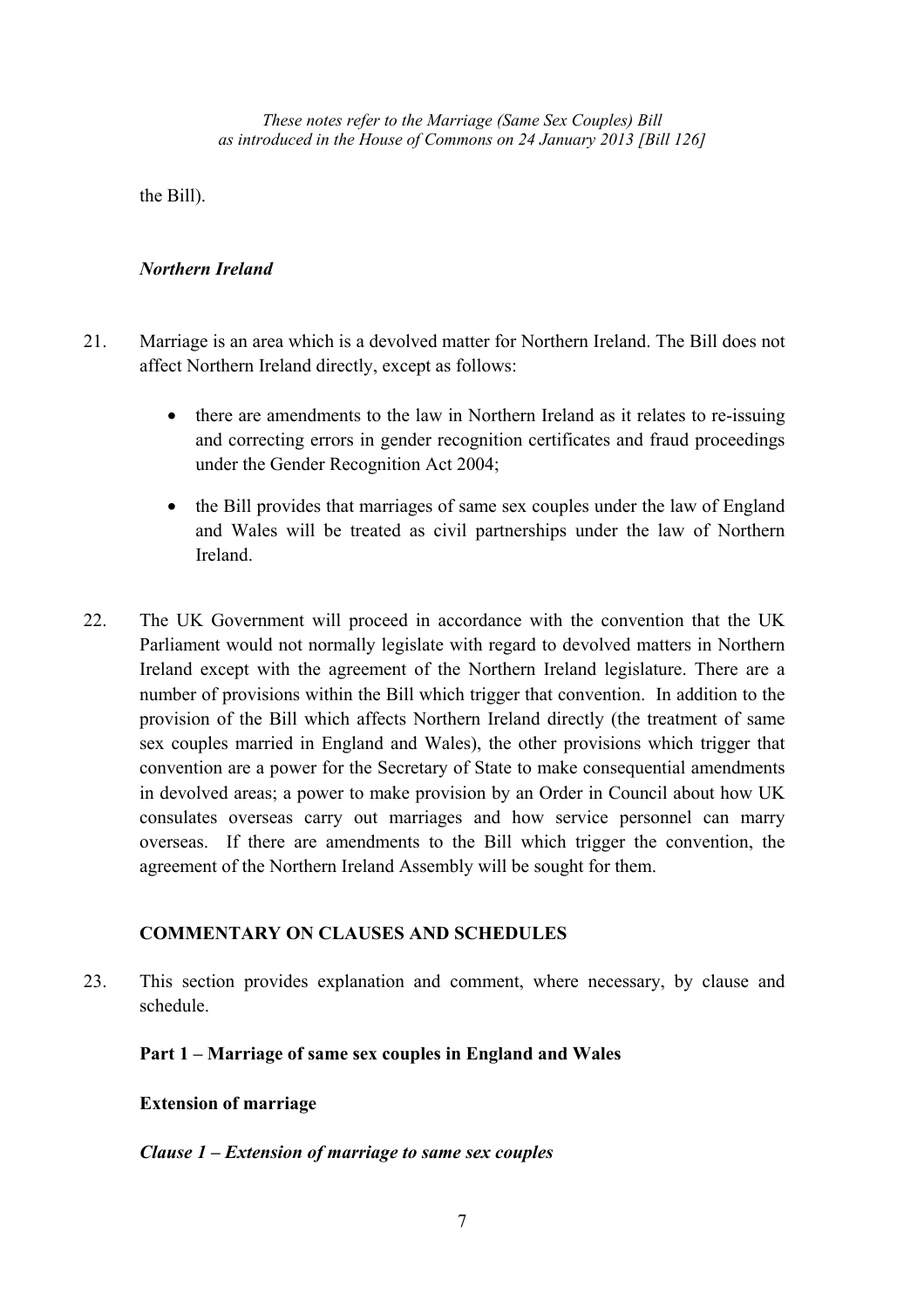the Bill).

### *Northern Ireland*

21. Marriage is an area which is a devolved matter for Northern Ireland. The Bill does not affect Northern Ireland directly, except as follows:

    - there are amendments to the law in Northern Ireland as it relates to re-issuing and correcting errors in gender recognition certificates and fraud proceedings under the Gender Recognition Act 2004;
    - the Bill provides that marriages of same sex couples under the law of England and Wales will be treated as civil partnerships under the law of Northern Ireland.

22. The UK Government will proceed in accordance with the convention that the UK Parliament would not normally legislate with regard to devolved matters in Northern Ireland except with the agreement of the Northern Ireland legislature. There are a number of provisions within the Bill which trigger that convention. In addition to the provision of the Bill which affects Northern Ireland directly (the treatment of same sex couples married in England and Wales), the other provisions which trigger that convention are a power for the Secretary of State to make consequential amendments in devolved areas; a power to make provision by an Order in Council about how UK consulates overseas carry out marriages and how service personnel can marry overseas. If there are amendments to the Bill which trigger the convention, the agreement of the Northern Ireland Assembly will be sought for them.

## COMMENTARY ON CLAUSES AND SCHEDULES

23. This section provides explanation and comment, where necessary, by clause and schedule.

### Part 1 – Marriage of same sex couples in England and Wales

#### Extension of marriage

##### *Clause 1 – Extension of marriage to same sex couples*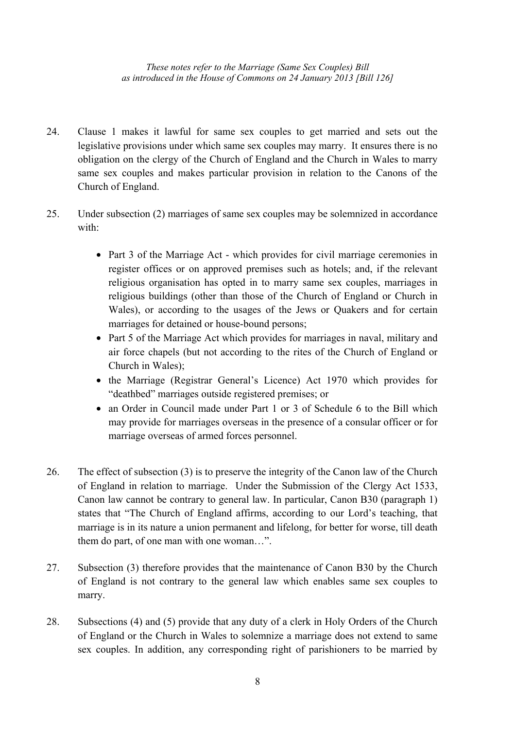24. Clause 1 makes it lawful for same sex couples to get married and sets out the legislative provisions under which same sex couples may marry. It ensures there is no obligation on the clergy of the Church of England and the Church in Wales to marry same sex couples and makes particular provision in relation to the Canons of the Church of England.

25. Under subsection (2) marriages of same sex couples may be solemnized in accordance with:

    - Part 3 of the Marriage Act - which provides for civil marriage ceremonies in register offices or on approved premises such as hotels; and, if the relevant religious organisation has opted in to marry same sex couples, marriages in religious buildings (other than those of the Church of England or Church in Wales), or according to the usages of the Jews or Quakers and for certain marriages for detained or house-bound persons;
    - Part 5 of the Marriage Act which provides for marriages in naval, military and air force chapels (but not according to the rites of the Church of England or Church in Wales);
    - the Marriage (Registrar General's Licence) Act 1970 which provides for "deathbed" marriages outside registered premises; or
    - an Order in Council made under Part 1 or 3 of Schedule 6 to the Bill which may provide for marriages overseas in the presence of a consular officer or for marriage overseas of armed forces personnel.

26. The effect of subsection (3) is to preserve the integrity of the Canon law of the Church of England in relation to marriage. Under the Submission of the Clergy Act 1533, Canon law cannot be contrary to general law. In particular, Canon B30 (paragraph 1) states that "The Church of England affirms, according to our Lord's teaching, that marriage is in its nature a union permanent and lifelong, for better for worse, till death them do part, of one man with one woman…".

27. Subsection (3) therefore provides that the maintenance of Canon B30 by the Church of England is not contrary to the general law which enables same sex couples to marry.

28. Subsections (4) and (5) provide that any duty of a clerk in Holy Orders of the Church of England or the Church in Wales to solemnize a marriage does not extend to same sex couples. In addition, any corresponding right of parishioners to be married by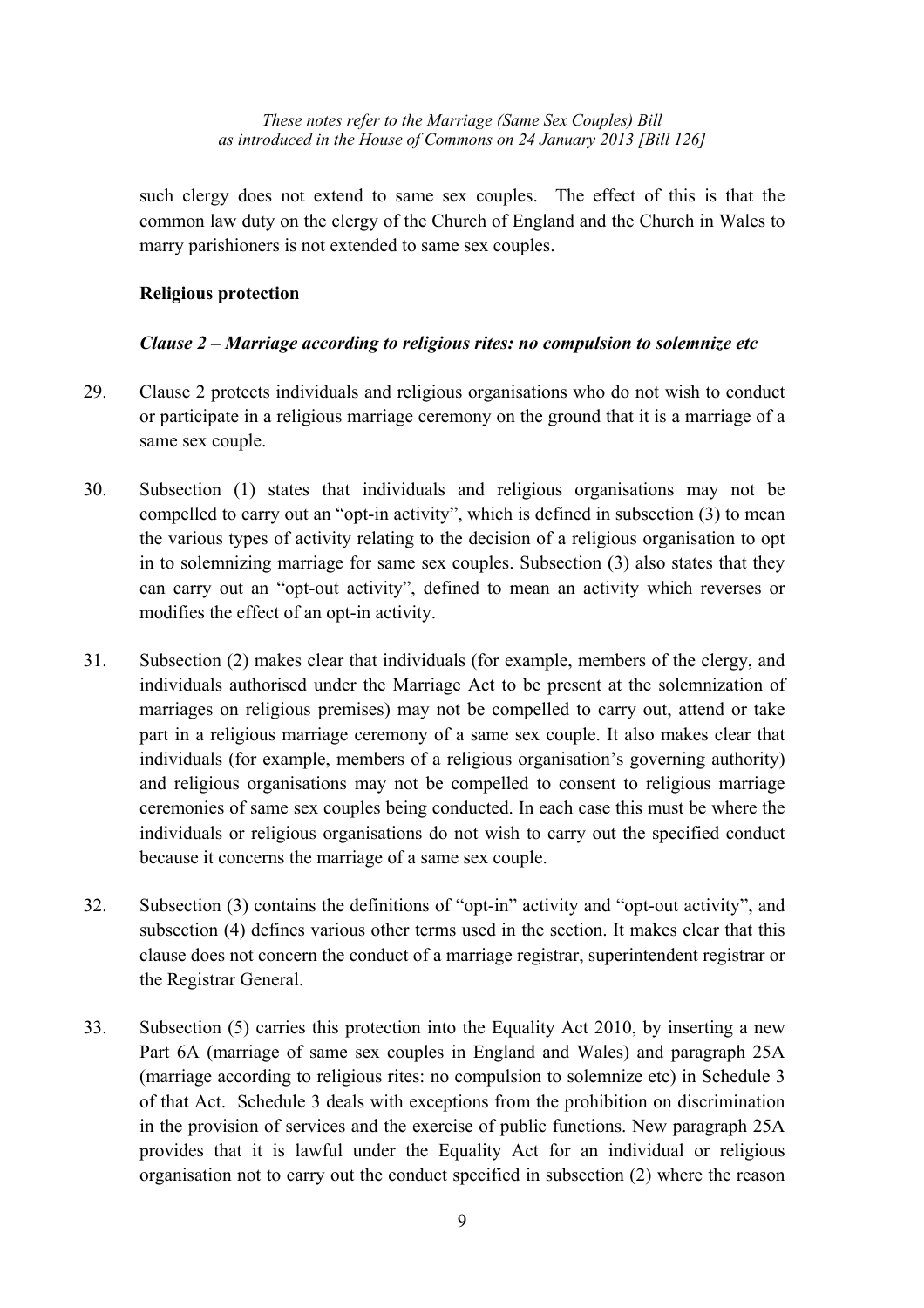such clergy does not extend to same sex couples. The effect of this is that the common law duty on the clergy of the Church of England and the Church in Wales to marry parishioners is not extended to same sex couples.

**Religious protection**

***Clause 2 – Marriage according to religious rites: no compulsion to solemnize etc***

29. Clause 2 protects individuals and religious organisations who do not wish to conduct or participate in a religious marriage ceremony on the ground that it is a marriage of a same sex couple.

30. Subsection (1) states that individuals and religious organisations may not be compelled to carry out an "opt-in activity", which is defined in subsection (3) to mean the various types of activity relating to the decision of a religious organisation to opt in to solemnizing marriage for same sex couples. Subsection (3) also states that they can carry out an "opt-out activity", defined to mean an activity which reverses or modifies the effect of an opt-in activity.

31. Subsection (2) makes clear that individuals (for example, members of the clergy, and individuals authorised under the Marriage Act to be present at the solemnization of marriages on religious premises) may not be compelled to carry out, attend or take part in a religious marriage ceremony of a same sex couple. It also makes clear that individuals (for example, members of a religious organisation's governing authority) and religious organisations may not be compelled to consent to religious marriage ceremonies of same sex couples being conducted. In each case this must be where the individuals or religious organisations do not wish to carry out the specified conduct because it concerns the marriage of a same sex couple.

32. Subsection (3) contains the definitions of "opt-in" activity and "opt-out activity", and subsection (4) defines various other terms used in the section. It makes clear that this clause does not concern the conduct of a marriage registrar, superintendent registrar or the Registrar General.

33. Subsection (5) carries this protection into the Equality Act 2010, by inserting a new Part 6A (marriage of same sex couples in England and Wales) and paragraph 25A (marriage according to religious rites: no compulsion to solemnize etc) in Schedule 3 of that Act. Schedule 3 deals with exceptions from the prohibition on discrimination in the provision of services and the exercise of public functions. New paragraph 25A provides that it is lawful under the Equality Act for an individual or religious organisation not to carry out the conduct specified in subsection (2) where the reason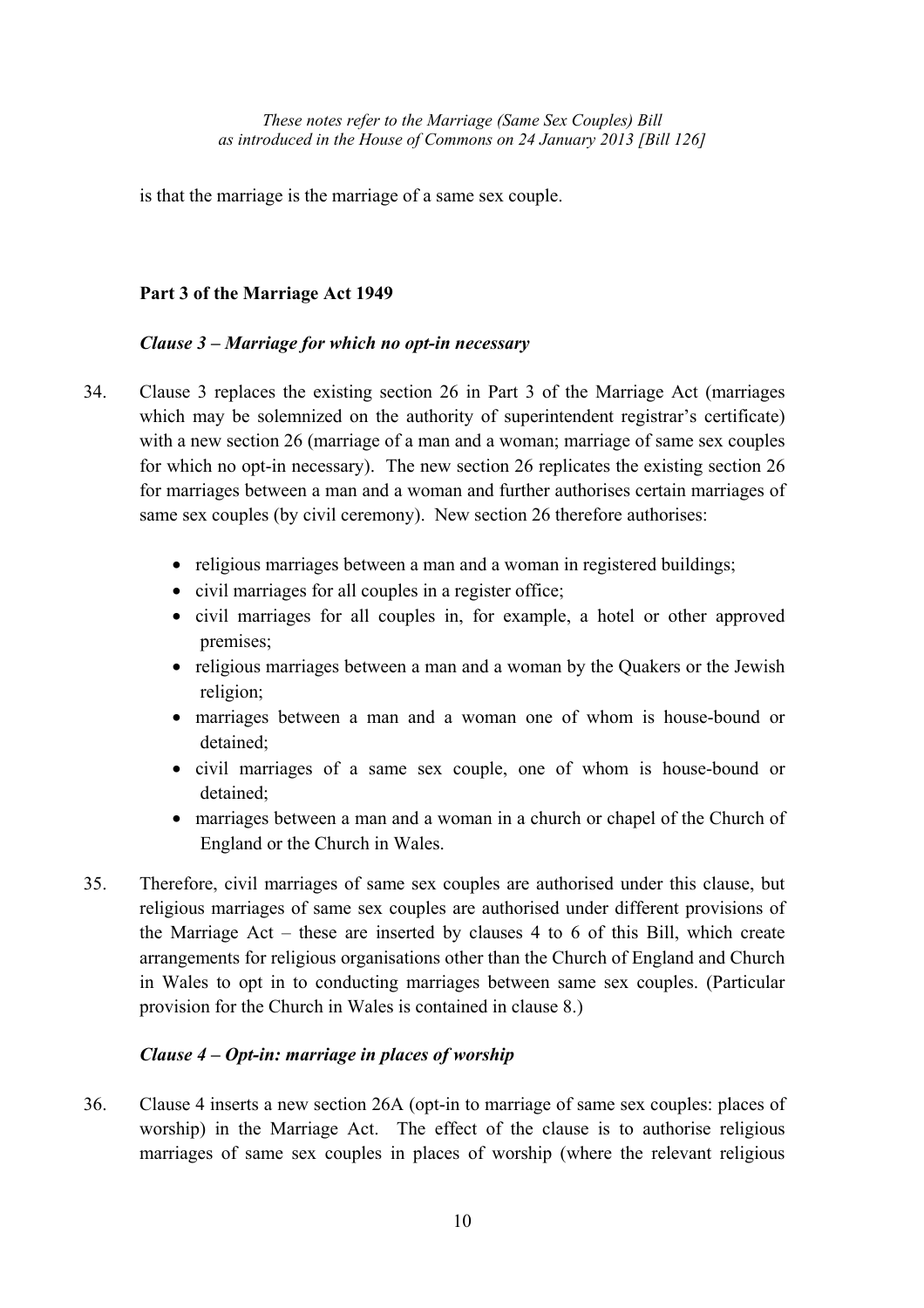is that the marriage is the marriage of a same sex couple.

### Part 3 of the Marriage Act 1949

#### *Clause 3 – Marriage for which no opt-in necessary*

34. Clause 3 replaces the existing section 26 in Part 3 of the Marriage Act (marriages which may be solemnized on the authority of superintendent registrar's certificate) with a new section 26 (marriage of a man and a woman; marriage of same sex couples for which no opt-in necessary). The new section 26 replicates the existing section 26 for marriages between a man and a woman and further authorises certain marriages of same sex couples (by civil ceremony). New section 26 therefore authorises:

    - religious marriages between a man and a woman in registered buildings;
    - civil marriages for all couples in a register office;
    - civil marriages for all couples in, for example, a hotel or other approved premises;
    - religious marriages between a man and a woman by the Quakers or the Jewish religion;
    - marriages between a man and a woman one of whom is house-bound or detained;
    - civil marriages of a same sex couple, one of whom is house-bound or detained;
    - marriages between a man and a woman in a church or chapel of the Church of England or the Church in Wales.

35. Therefore, civil marriages of same sex couples are authorised under this clause, but religious marriages of same sex couples are authorised under different provisions of the Marriage Act – these are inserted by clauses 4 to 6 of this Bill, which create arrangements for religious organisations other than the Church of England and Church in Wales to opt in to conducting marriages between same sex couples. (Particular provision for the Church in Wales is contained in clause 8.)

#### *Clause 4 – Opt-in: marriage in places of worship*

36. Clause 4 inserts a new section 26A (opt-in to marriage of same sex couples: places of worship) in the Marriage Act. The effect of the clause is to authorise religious marriages of same sex couples in places of worship (where the relevant religious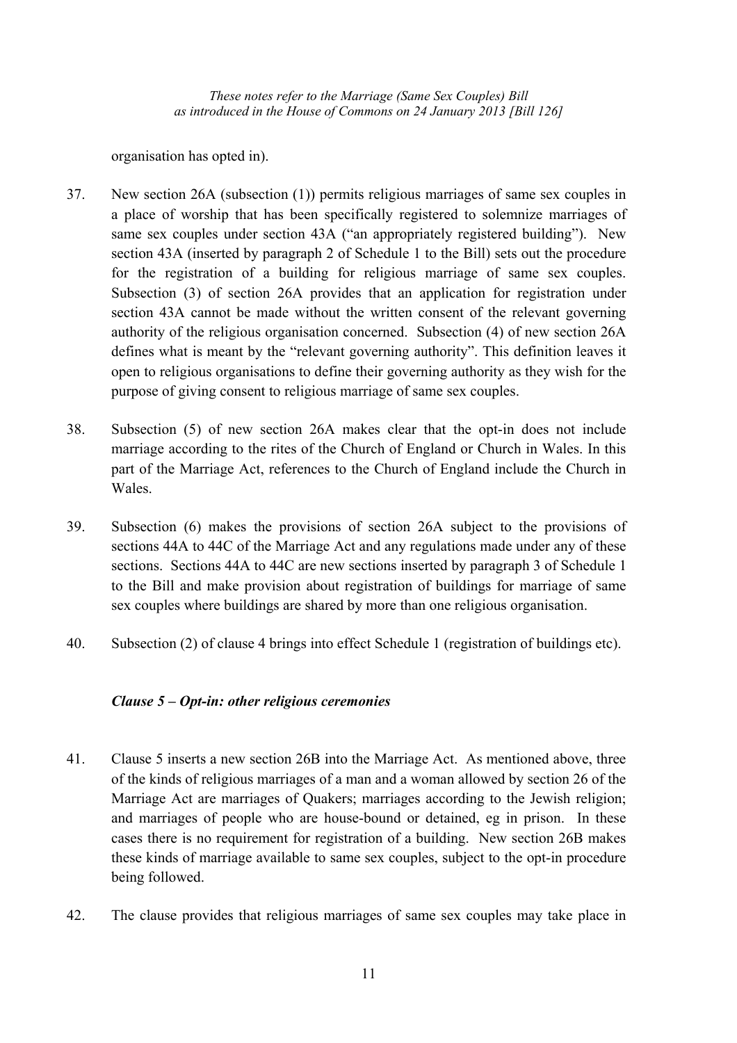organisation has opted in).

37. New section 26A (subsection (1)) permits religious marriages of same sex couples in a place of worship that has been specifically registered to solemnize marriages of same sex couples under section 43A ("an appropriately registered building"). New section 43A (inserted by paragraph 2 of Schedule 1 to the Bill) sets out the procedure for the registration of a building for religious marriage of same sex couples. Subsection (3) of section 26A provides that an application for registration under section 43A cannot be made without the written consent of the relevant governing authority of the religious organisation concerned. Subsection (4) of new section 26A defines what is meant by the "relevant governing authority". This definition leaves it open to religious organisations to define their governing authority as they wish for the purpose of giving consent to religious marriage of same sex couples.

38. Subsection (5) of new section 26A makes clear that the opt-in does not include marriage according to the rites of the Church of England or Church in Wales. In this part of the Marriage Act, references to the Church of England include the Church in Wales.

39. Subsection (6) makes the provisions of section 26A subject to the provisions of sections 44A to 44C of the Marriage Act and any regulations made under any of these sections. Sections 44A to 44C are new sections inserted by paragraph 3 of Schedule 1 to the Bill and make provision about registration of buildings for marriage of same sex couples where buildings are shared by more than one religious organisation.

40. Subsection (2) of clause 4 brings into effect Schedule 1 (registration of buildings etc).

### *Clause 5 – Opt-in: other religious ceremonies*

41. Clause 5 inserts a new section 26B into the Marriage Act. As mentioned above, three of the kinds of religious marriages of a man and a woman allowed by section 26 of the Marriage Act are marriages of Quakers; marriages according to the Jewish religion; and marriages of people who are house-bound or detained, eg in prison. In these cases there is no requirement for registration of a building. New section 26B makes these kinds of marriage available to same sex couples, subject to the opt-in procedure being followed.

42. The clause provides that religious marriages of same sex couples may take place in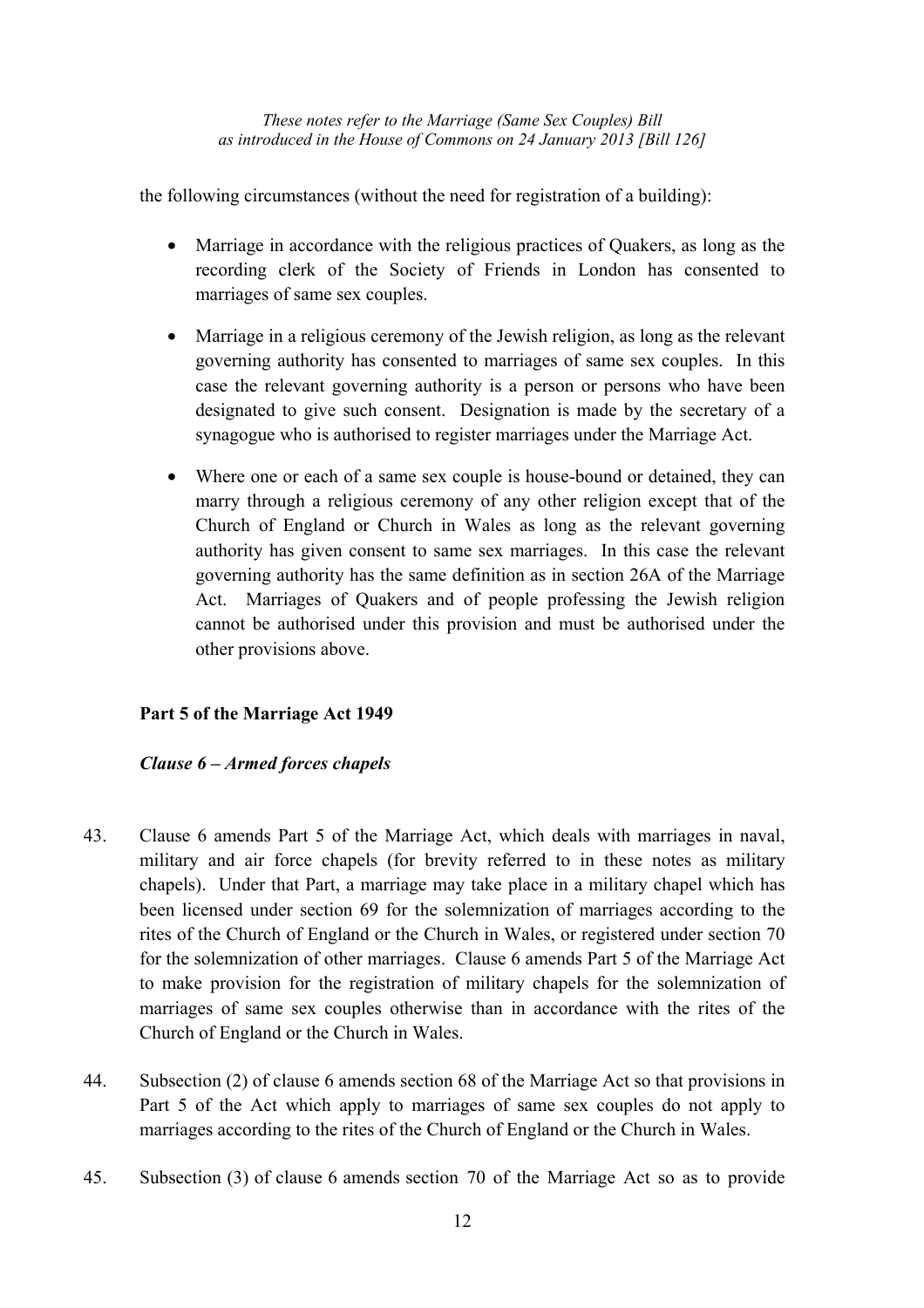the following circumstances (without the need for registration of a building):

- Marriage in accordance with the religious practices of Quakers, as long as the recording clerk of the Society of Friends in London has consented to marriages of same sex couples.
- Marriage in a religious ceremony of the Jewish religion, as long as the relevant governing authority has consented to marriages of same sex couples. In this case the relevant governing authority is a person or persons who have been designated to give such consent. Designation is made by the secretary of a synagogue who is authorised to register marriages under the Marriage Act.
- Where one or each of a same sex couple is house-bound or detained, they can marry through a religious ceremony of any other religion except that of the Church of England or Church in Wales as long as the relevant governing authority has given consent to same sex marriages. In this case the relevant governing authority has the same definition as in section 26A of the Marriage Act. Marriages of Quakers and of people professing the Jewish religion cannot be authorised under this provision and must be authorised under the other provisions above.

**Part 5 of the Marriage Act 1949**

***Clause 6 – Armed forces chapels***

43. Clause 6 amends Part 5 of the Marriage Act, which deals with marriages in naval, military and air force chapels (for brevity referred to in these notes as military chapels). Under that Part, a marriage may take place in a military chapel which has been licensed under section 69 for the solemnization of marriages according to the rites of the Church of England or the Church in Wales, or registered under section 70 for the solemnization of other marriages. Clause 6 amends Part 5 of the Marriage Act to make provision for the registration of military chapels for the solemnization of marriages of same sex couples otherwise than in accordance with the rites of the Church of England or the Church in Wales.

44. Subsection (2) of clause 6 amends section 68 of the Marriage Act so that provisions in Part 5 of the Act which apply to marriages of same sex couples do not apply to marriages according to the rites of the Church of England or the Church in Wales.

45. Subsection (3) of clause 6 amends section 70 of the Marriage Act so as to provide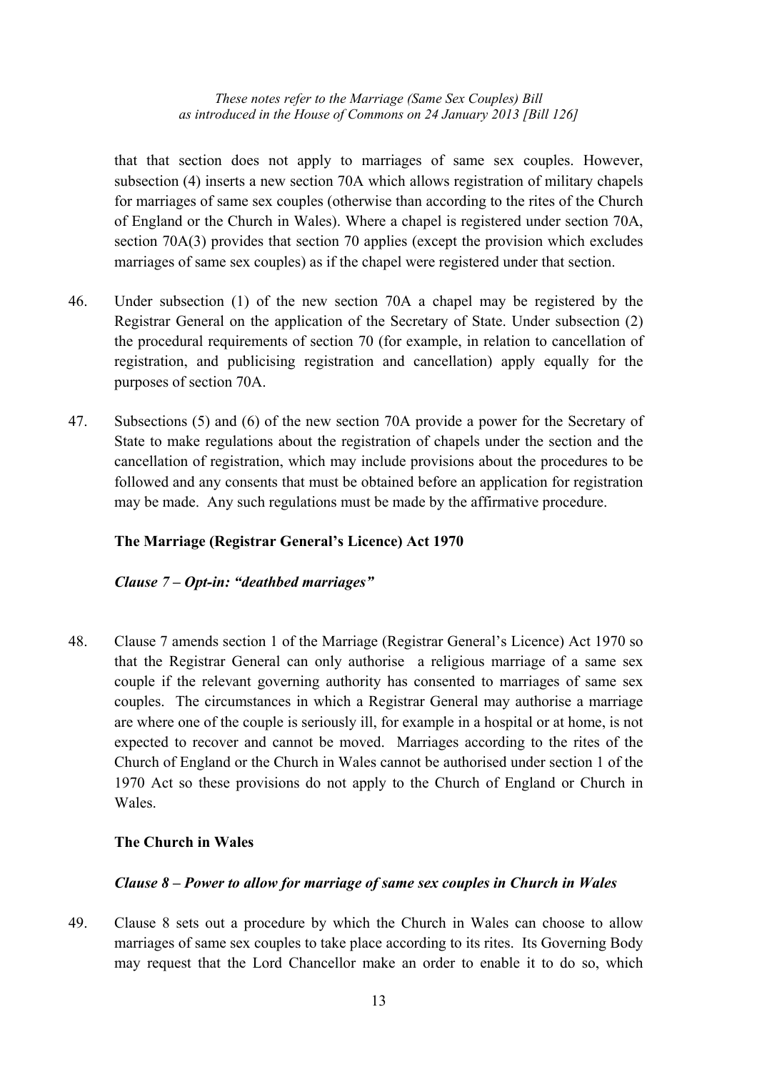that that section does not apply to marriages of same sex couples. However, subsection (4) inserts a new section 70A which allows registration of military chapels for marriages of same sex couples (otherwise than according to the rites of the Church of England or the Church in Wales). Where a chapel is registered under section 70A, section 70A(3) provides that section 70 applies (except the provision which excludes marriages of same sex couples) as if the chapel were registered under that section.

46. Under subsection (1) of the new section 70A a chapel may be registered by the Registrar General on the application of the Secretary of State. Under subsection (2) the procedural requirements of section 70 (for example, in relation to cancellation of registration, and publicising registration and cancellation) apply equally for the purposes of section 70A.

47. Subsections (5) and (6) of the new section 70A provide a power for the Secretary of State to make regulations about the registration of chapels under the section and the cancellation of registration, which may include provisions about the procedures to be followed and any consents that must be obtained before an application for registration may be made. Any such regulations must be made by the affirmative procedure.

**The Marriage (Registrar General's Licence) Act 1970**

***Clause 7 – Opt-in: "deathbed marriages"***

48. Clause 7 amends section 1 of the Marriage (Registrar General's Licence) Act 1970 so that the Registrar General can only authorise a religious marriage of a same sex couple if the relevant governing authority has consented to marriages of same sex couples. The circumstances in which a Registrar General may authorise a marriage are where one of the couple is seriously ill, for example in a hospital or at home, is not expected to recover and cannot be moved. Marriages according to the rites of the Church of England or the Church in Wales cannot be authorised under section 1 of the 1970 Act so these provisions do not apply to the Church of England or Church in Wales.

**The Church in Wales**

***Clause 8 – Power to allow for marriage of same sex couples in Church in Wales***

49. Clause 8 sets out a procedure by which the Church in Wales can choose to allow marriages of same sex couples to take place according to its rites. Its Governing Body may request that the Lord Chancellor make an order to enable it to do so, which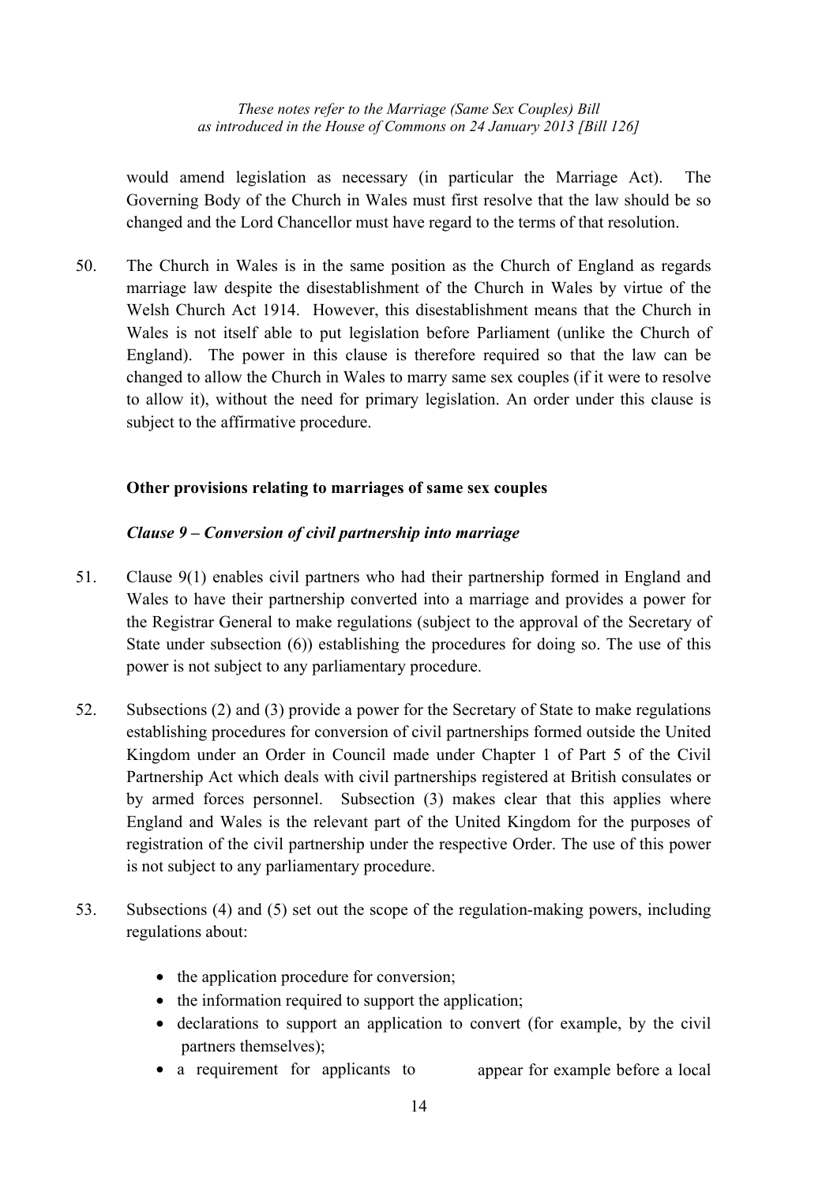would amend legislation as necessary (in particular the Marriage Act). The Governing Body of the Church in Wales must first resolve that the law should be so changed and the Lord Chancellor must have regard to the terms of that resolution.

50. The Church in Wales is in the same position as the Church of England as regards marriage law despite the disestablishment of the Church in Wales by virtue of the Welsh Church Act 1914. However, this disestablishment means that the Church in Wales is not itself able to put legislation before Parliament (unlike the Church of England). The power in this clause is therefore required so that the law can be changed to allow the Church in Wales to marry same sex couples (if it were to resolve to allow it), without the need for primary legislation. An order under this clause is subject to the affirmative procedure.

**Other provisions relating to marriages of same sex couples**

***Clause 9 – Conversion of civil partnership into marriage***

51. Clause 9(1) enables civil partners who had their partnership formed in England and Wales to have their partnership converted into a marriage and provides a power for the Registrar General to make regulations (subject to the approval of the Secretary of State under subsection (6)) establishing the procedures for doing so. The use of this power is not subject to any parliamentary procedure.

52. Subsections (2) and (3) provide a power for the Secretary of State to make regulations establishing procedures for conversion of civil partnerships formed outside the United Kingdom under an Order in Council made under Chapter 1 of Part 5 of the Civil Partnership Act which deals with civil partnerships registered at British consulates or by armed forces personnel. Subsection (3) makes clear that this applies where England and Wales is the relevant part of the United Kingdom for the purposes of registration of the civil partnership under the respective Order. The use of this power is not subject to any parliamentary procedure.

53. Subsections (4) and (5) set out the scope of the regulation-making powers, including regulations about:

- the application procedure for conversion;
- the information required to support the application;
- declarations to support an application to convert (for example, by the civil partners themselves);
- a requirement for applicants to appear for example before a local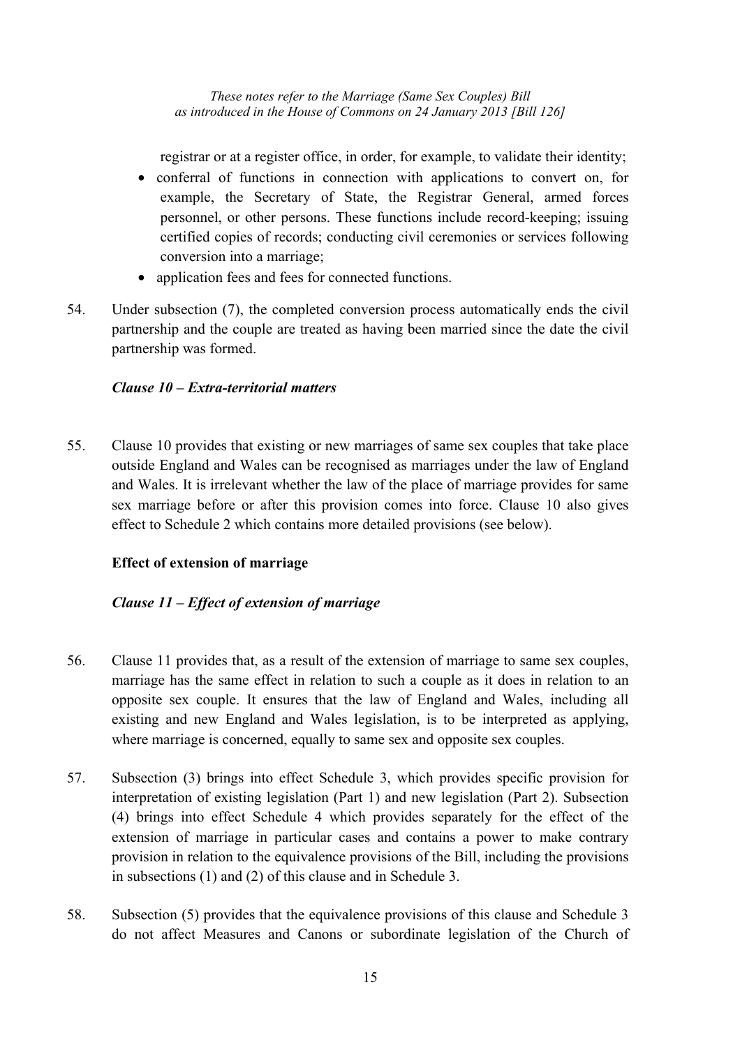registrar or at a register office, in order, for example, to validate their identity;

- conferral of functions in connection with applications to convert on, for example, the Secretary of State, the Registrar General, armed forces personnel, or other persons. These functions include record-keeping; issuing certified copies of records; conducting civil ceremonies or services following conversion into a marriage;
- application fees and fees for connected functions.

54. Under subsection (7), the completed conversion process automatically ends the civil partnership and the couple are treated as having been married since the date the civil partnership was formed.

***Clause 10 – Extra-territorial matters***

55. Clause 10 provides that existing or new marriages of same sex couples that take place outside England and Wales can be recognised as marriages under the law of England and Wales. It is irrelevant whether the law of the place of marriage provides for same sex marriage before or after this provision comes into force. Clause 10 also gives effect to Schedule 2 which contains more detailed provisions (see below).

**Effect of extension of marriage**

***Clause 11 – Effect of extension of marriage***

56. Clause 11 provides that, as a result of the extension of marriage to same sex couples, marriage has the same effect in relation to such a couple as it does in relation to an opposite sex couple. It ensures that the law of England and Wales, including all existing and new England and Wales legislation, is to be interpreted as applying, where marriage is concerned, equally to same sex and opposite sex couples.

57. Subsection (3) brings into effect Schedule 3, which provides specific provision for interpretation of existing legislation (Part 1) and new legislation (Part 2). Subsection (4) brings into effect Schedule 4 which provides separately for the effect of the extension of marriage in particular cases and contains a power to make contrary provision in relation to the equivalence provisions of the Bill, including the provisions in subsections (1) and (2) of this clause and in Schedule 3.

58. Subsection (5) provides that the equivalence provisions of this clause and Schedule 3 do not affect Measures and Canons or subordinate legislation of the Church of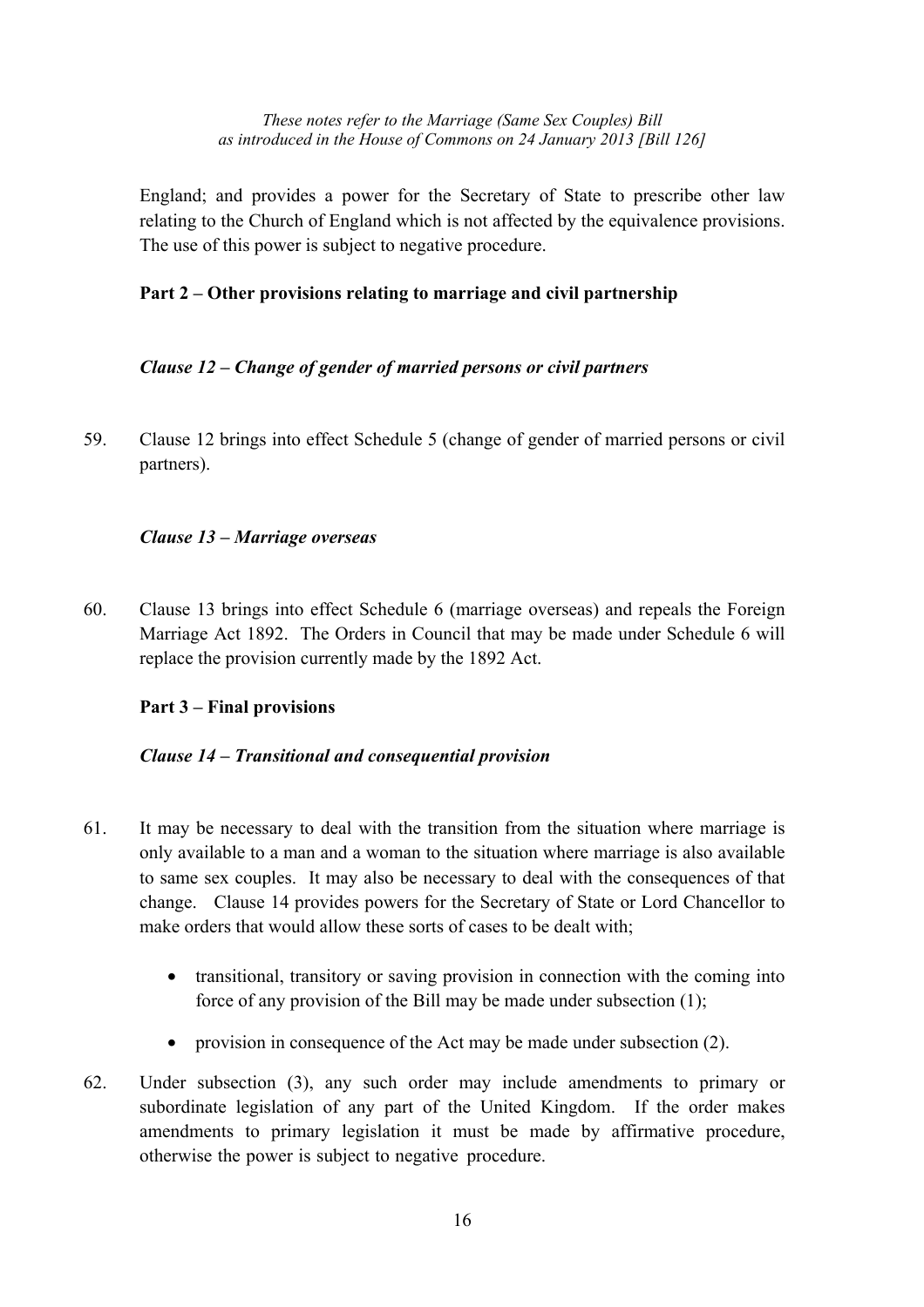England; and provides a power for the Secretary of State to prescribe other law relating to the Church of England which is not affected by the equivalence provisions. The use of this power is subject to negative procedure.

**Part 2 – Other provisions relating to marriage and civil partnership**

***Clause 12 – Change of gender of married persons or civil partners***

59. Clause 12 brings into effect Schedule 5 (change of gender of married persons or civil partners).

***Clause 13 – Marriage overseas***

60. Clause 13 brings into effect Schedule 6 (marriage overseas) and repeals the Foreign Marriage Act 1892. The Orders in Council that may be made under Schedule 6 will replace the provision currently made by the 1892 Act.

**Part 3 – Final provisions**

***Clause 14 – Transitional and consequential provision***

61. It may be necessary to deal with the transition from the situation where marriage is only available to a man and a woman to the situation where marriage is also available to same sex couples. It may also be necessary to deal with the consequences of that change. Clause 14 provides powers for the Secretary of State or Lord Chancellor to make orders that would allow these sorts of cases to be dealt with;

   - transitional, transitory or saving provision in connection with the coming into force of any provision of the Bill may be made under subsection (1);
   - provision in consequence of the Act may be made under subsection (2).

62. Under subsection (3), any such order may include amendments to primary or subordinate legislation of any part of the United Kingdom. If the order makes amendments to primary legislation it must be made by affirmative procedure, otherwise the power is subject to negative procedure.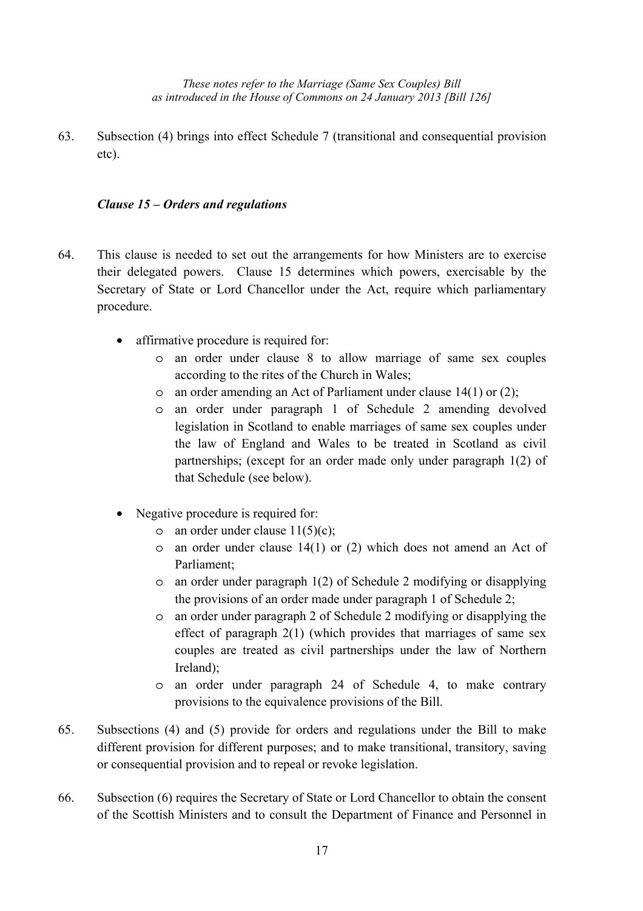63. Subsection (4) brings into effect Schedule 7 (transitional and consequential provision etc).

### *Clause 15 – Orders and regulations*

64. This clause is needed to set out the arrangements for how Ministers are to exercise their delegated powers. Clause 15 determines which powers, exercisable by the Secretary of State or Lord Chancellor under the Act, require which parliamentary procedure.

   - affirmative procedure is required for:
     - an order under clause 8 to allow marriage of same sex couples according to the rites of the Church in Wales;
     - an order amending an Act of Parliament under clause 14(1) or (2);
     - an order under paragraph 1 of Schedule 2 amending devolved legislation in Scotland to enable marriages of same sex couples under the law of England and Wales to be treated in Scotland as civil partnerships; (except for an order made only under paragraph 1(2) of that Schedule (see below).
   - Negative procedure is required for:
     - an order under clause 11(5)(c);
     - an order under clause 14(1) or (2) which does not amend an Act of Parliament;
     - an order under paragraph 1(2) of Schedule 2 modifying or disapplying the provisions of an order made under paragraph 1 of Schedule 2;
     - an order under paragraph 2 of Schedule 2 modifying or disapplying the effect of paragraph 2(1) (which provides that marriages of same sex couples are treated as civil partnerships under the law of Northern Ireland);
     - an order under paragraph 24 of Schedule 4, to make contrary provisions to the equivalence provisions of the Bill.

65. Subsections (4) and (5) provide for orders and regulations under the Bill to make different provision for different purposes; and to make transitional, transitory, saving or consequential provision and to repeal or revoke legislation.

66. Subsection (6) requires the Secretary of State or Lord Chancellor to obtain the consent of the Scottish Ministers and to consult the Department of Finance and Personnel in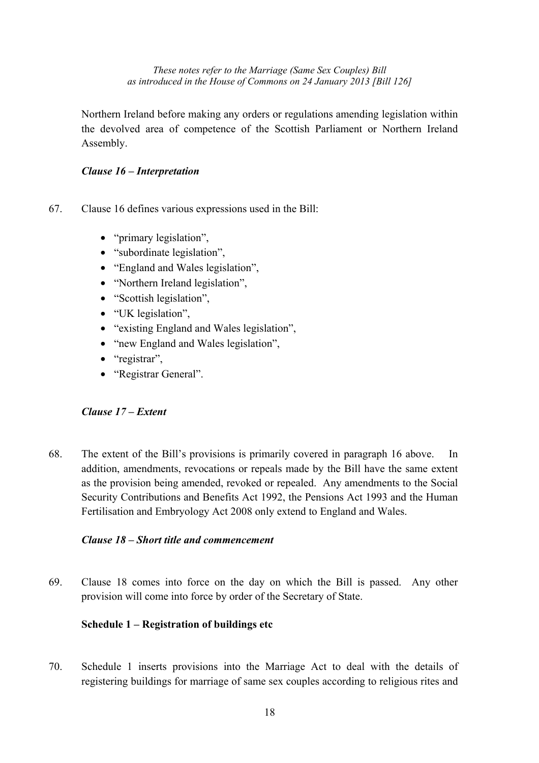Northern Ireland before making any orders or regulations amending legislation within the devolved area of competence of the Scottish Parliament or Northern Ireland Assembly.

### *Clause 16 – Interpretation*

67. Clause 16 defines various expressions used in the Bill:

    - "primary legislation",
    - "subordinate legislation",
    - "England and Wales legislation",
    - "Northern Ireland legislation",
    - "Scottish legislation",
    - "UK legislation",
    - "existing England and Wales legislation",
    - "new England and Wales legislation",
    - "registrar",
    - "Registrar General".

### *Clause 17 – Extent*

68. The extent of the Bill's provisions is primarily covered in paragraph 16 above. In addition, amendments, revocations or repeals made by the Bill have the same extent as the provision being amended, revoked or repealed. Any amendments to the Social Security Contributions and Benefits Act 1992, the Pensions Act 1993 and the Human Fertilisation and Embryology Act 2008 only extend to England and Wales.

### *Clause 18 – Short title and commencement*

69. Clause 18 comes into force on the day on which the Bill is passed. Any other provision will come into force by order of the Secretary of State.

### Schedule 1 – Registration of buildings etc

70. Schedule 1 inserts provisions into the Marriage Act to deal with the details of registering buildings for marriage of same sex couples according to religious rites and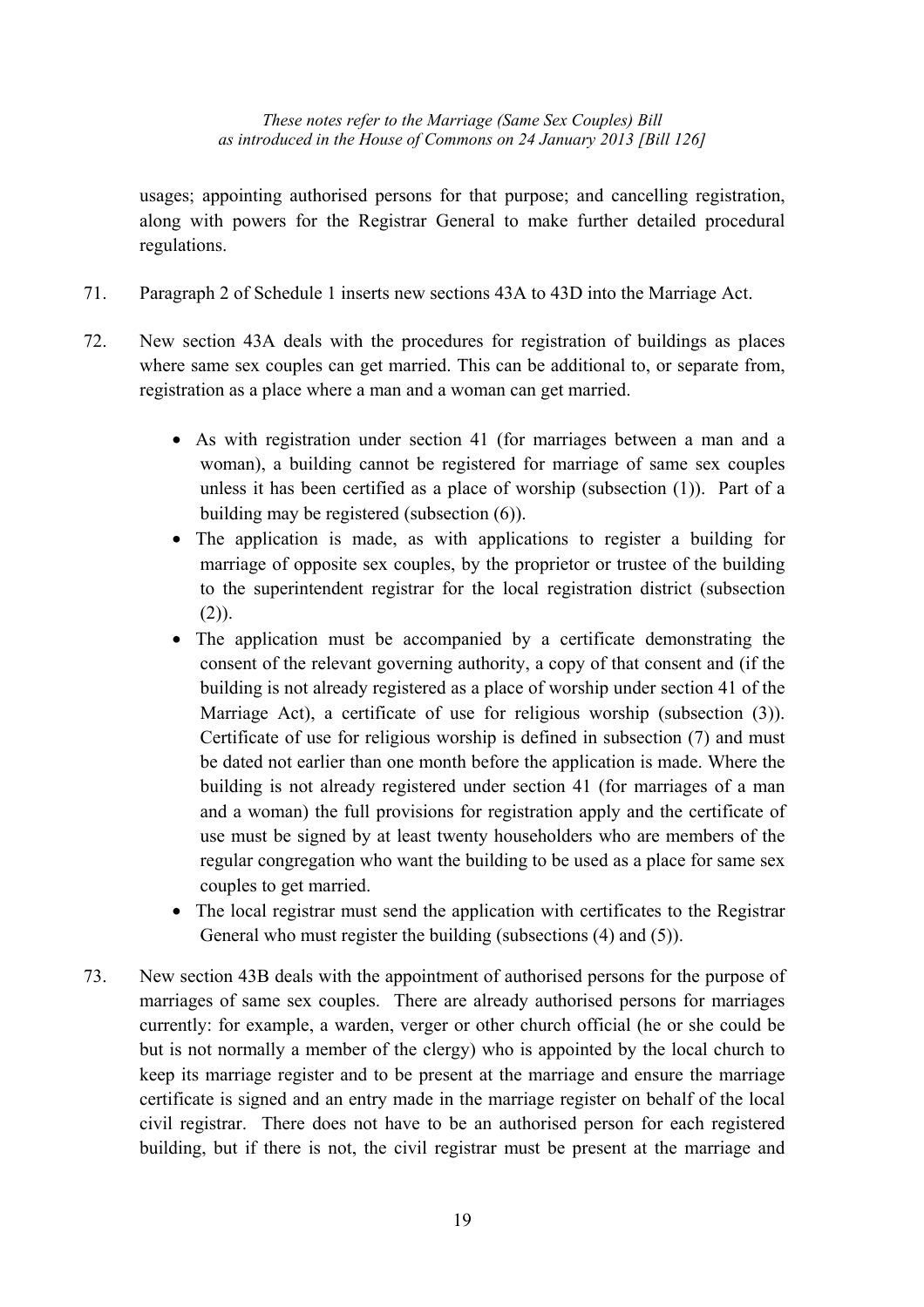usages; appointing authorised persons for that purpose; and cancelling registration, along with powers for the Registrar General to make further detailed procedural regulations.

71. Paragraph 2 of Schedule 1 inserts new sections 43A to 43D into the Marriage Act.

72. New section 43A deals with the procedures for registration of buildings as places where same sex couples can get married. This can be additional to, or separate from, registration as a place where a man and a woman can get married.

    - As with registration under section 41 (for marriages between a man and a woman), a building cannot be registered for marriage of same sex couples unless it has been certified as a place of worship (subsection (1)). Part of a building may be registered (subsection (6)).
    - The application is made, as with applications to register a building for marriage of opposite sex couples, by the proprietor or trustee of the building to the superintendent registrar for the local registration district (subsection (2)).
    - The application must be accompanied by a certificate demonstrating the consent of the relevant governing authority, a copy of that consent and (if the building is not already registered as a place of worship under section 41 of the Marriage Act), a certificate of use for religious worship (subsection (3)). Certificate of use for religious worship is defined in subsection (7) and must be dated not earlier than one month before the application is made. Where the building is not already registered under section 41 (for marriages of a man and a woman) the full provisions for registration apply and the certificate of use must be signed by at least twenty householders who are members of the regular congregation who want the building to be used as a place for same sex couples to get married.
    - The local registrar must send the application with certificates to the Registrar General who must register the building (subsections (4) and (5)).

73. New section 43B deals with the appointment of authorised persons for the purpose of marriages of same sex couples. There are already authorised persons for marriages currently: for example, a warden, verger or other church official (he or she could be but is not normally a member of the clergy) who is appointed by the local church to keep its marriage register and to be present at the marriage and ensure the marriage certificate is signed and an entry made in the marriage register on behalf of the local civil registrar. There does not have to be an authorised person for each registered building, but if there is not, the civil registrar must be present at the marriage and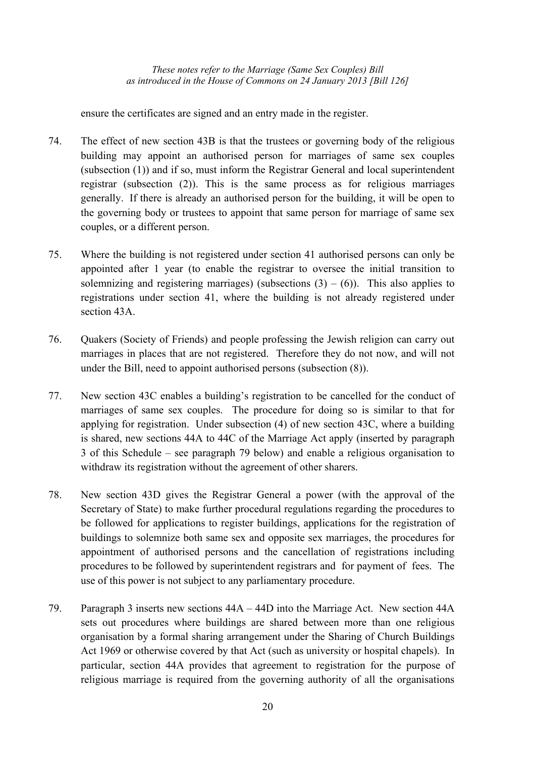ensure the certificates are signed and an entry made in the register.

74. The effect of new section 43B is that the trustees or governing body of the religious building may appoint an authorised person for marriages of same sex couples (subsection (1)) and if so, must inform the Registrar General and local superintendent registrar (subsection (2)). This is the same process as for religious marriages generally. If there is already an authorised person for the building, it will be open to the governing body or trustees to appoint that same person for marriage of same sex couples, or a different person.

75. Where the building is not registered under section 41 authorised persons can only be appointed after 1 year (to enable the registrar to oversee the initial transition to solemnizing and registering marriages) (subsections (3) – (6)). This also applies to registrations under section 41, where the building is not already registered under section 43A.

76. Quakers (Society of Friends) and people professing the Jewish religion can carry out marriages in places that are not registered. Therefore they do not now, and will not under the Bill, need to appoint authorised persons (subsection (8)).

77. New section 43C enables a building's registration to be cancelled for the conduct of marriages of same sex couples. The procedure for doing so is similar to that for applying for registration. Under subsection (4) of new section 43C, where a building is shared, new sections 44A to 44C of the Marriage Act apply (inserted by paragraph 3 of this Schedule – see paragraph 79 below) and enable a religious organisation to withdraw its registration without the agreement of other sharers.

78. New section 43D gives the Registrar General a power (with the approval of the Secretary of State) to make further procedural regulations regarding the procedures to be followed for applications to register buildings, applications for the registration of buildings to solemnize both same sex and opposite sex marriages, the procedures for appointment of authorised persons and the cancellation of registrations including procedures to be followed by superintendent registrars and for payment of fees. The use of this power is not subject to any parliamentary procedure.

79. Paragraph 3 inserts new sections 44A – 44D into the Marriage Act. New section 44A sets out procedures where buildings are shared between more than one religious organisation by a formal sharing arrangement under the Sharing of Church Buildings Act 1969 or otherwise covered by that Act (such as university or hospital chapels). In particular, section 44A provides that agreement to registration for the purpose of religious marriage is required from the governing authority of all the organisations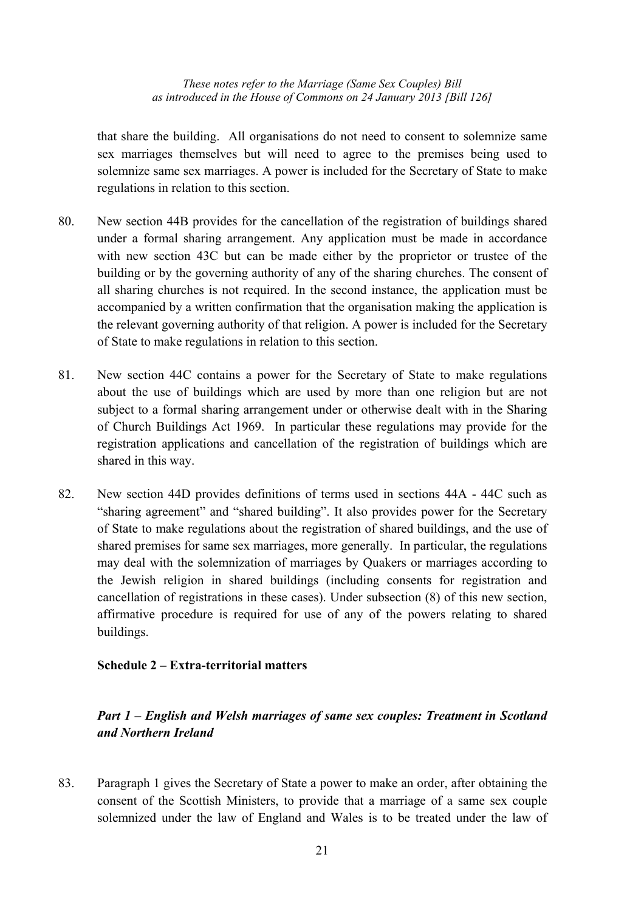that share the building. All organisations do not need to consent to solemnize same sex marriages themselves but will need to agree to the premises being used to solemnize same sex marriages. A power is included for the Secretary of State to make regulations in relation to this section.

80. New section 44B provides for the cancellation of the registration of buildings shared under a formal sharing arrangement. Any application must be made in accordance with new section 43C but can be made either by the proprietor or trustee of the building or by the governing authority of any of the sharing churches. The consent of all sharing churches is not required. In the second instance, the application must be accompanied by a written confirmation that the organisation making the application is the relevant governing authority of that religion. A power is included for the Secretary of State to make regulations in relation to this section.

81. New section 44C contains a power for the Secretary of State to make regulations about the use of buildings which are used by more than one religion but are not subject to a formal sharing arrangement under or otherwise dealt with in the Sharing of Church Buildings Act 1969. In particular these regulations may provide for the registration applications and cancellation of the registration of buildings which are shared in this way.

82. New section 44D provides definitions of terms used in sections 44A - 44C such as "sharing agreement" and "shared building". It also provides power for the Secretary of State to make regulations about the registration of shared buildings, and the use of shared premises for same sex marriages, more generally. In particular, the regulations may deal with the solemnization of marriages by Quakers or marriages according to the Jewish religion in shared buildings (including consents for registration and cancellation of registrations in these cases). Under subsection (8) of this new section, affirmative procedure is required for use of any of the powers relating to shared buildings.

**Schedule 2 – Extra-territorial matters**

***Part 1 – English and Welsh marriages of same sex couples: Treatment in Scotland and Northern Ireland***

83. Paragraph 1 gives the Secretary of State a power to make an order, after obtaining the consent of the Scottish Ministers, to provide that a marriage of a same sex couple solemnized under the law of England and Wales is to be treated under the law of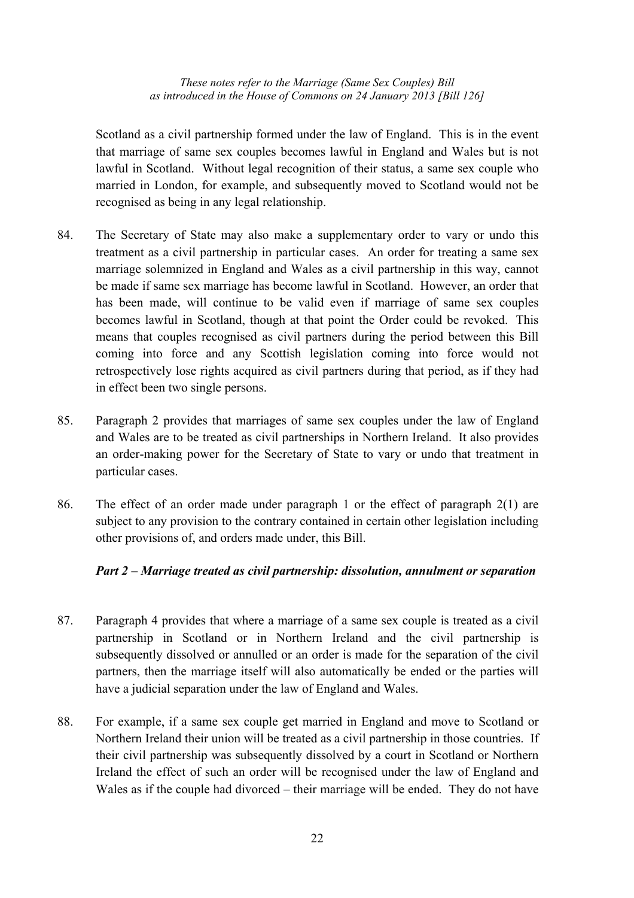Scotland as a civil partnership formed under the law of England. This is in the event that marriage of same sex couples becomes lawful in England and Wales but is not lawful in Scotland. Without legal recognition of their status, a same sex couple who married in London, for example, and subsequently moved to Scotland would not be recognised as being in any legal relationship.

84. The Secretary of State may also make a supplementary order to vary or undo this treatment as a civil partnership in particular cases. An order for treating a same sex marriage solemnized in England and Wales as a civil partnership in this way, cannot be made if same sex marriage has become lawful in Scotland. However, an order that has been made, will continue to be valid even if marriage of same sex couples becomes lawful in Scotland, though at that point the Order could be revoked. This means that couples recognised as civil partners during the period between this Bill coming into force and any Scottish legislation coming into force would not retrospectively lose rights acquired as civil partners during that period, as if they had in effect been two single persons.

85. Paragraph 2 provides that marriages of same sex couples under the law of England and Wales are to be treated as civil partnerships in Northern Ireland. It also provides an order-making power for the Secretary of State to vary or undo that treatment in particular cases.

86. The effect of an order made under paragraph 1 or the effect of paragraph 2(1) are subject to any provision to the contrary contained in certain other legislation including other provisions of, and orders made under, this Bill.

### *Part 2 – Marriage treated as civil partnership: dissolution, annulment or separation*

87. Paragraph 4 provides that where a marriage of a same sex couple is treated as a civil partnership in Scotland or in Northern Ireland and the civil partnership is subsequently dissolved or annulled or an order is made for the separation of the civil partners, then the marriage itself will also automatically be ended or the parties will have a judicial separation under the law of England and Wales.

88. For example, if a same sex couple get married in England and move to Scotland or Northern Ireland their union will be treated as a civil partnership in those countries. If their civil partnership was subsequently dissolved by a court in Scotland or Northern Ireland the effect of such an order will be recognised under the law of England and Wales as if the couple had divorced – their marriage will be ended. They do not have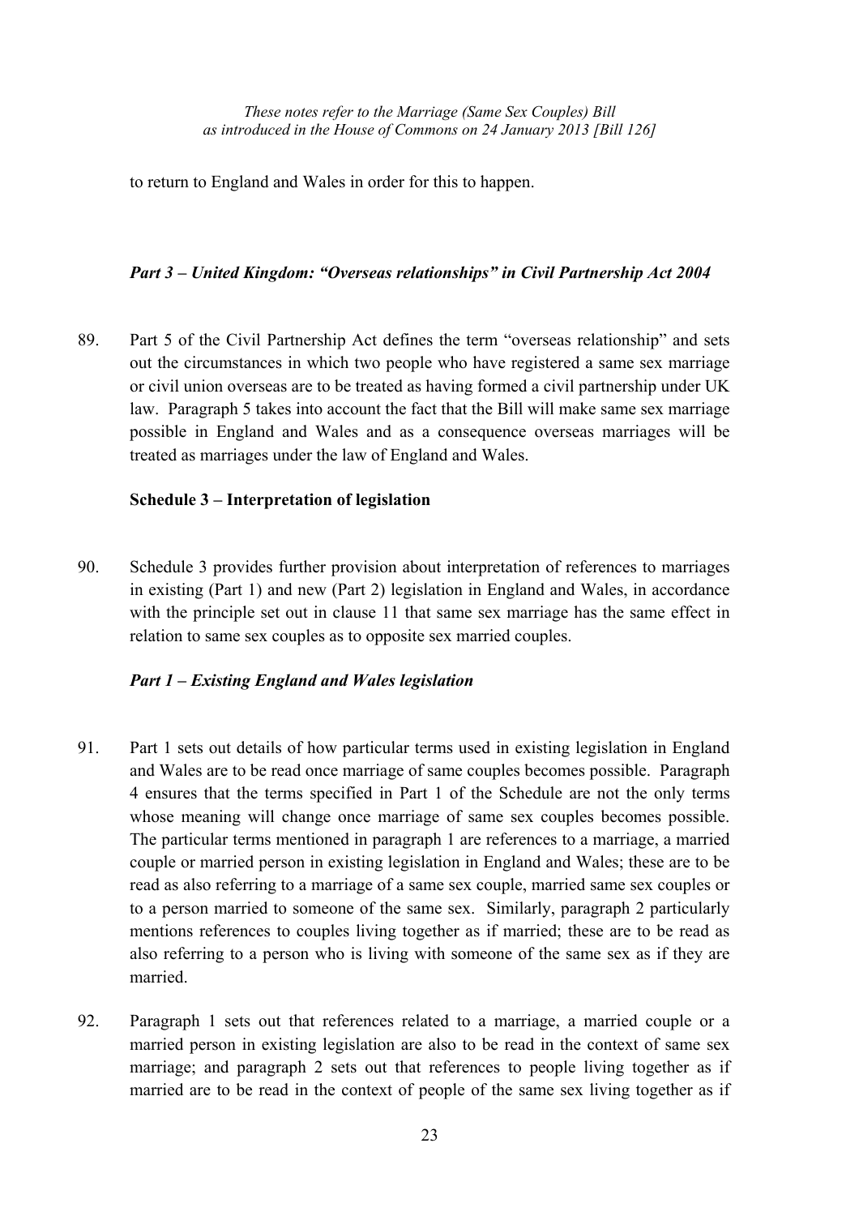to return to England and Wales in order for this to happen.

### *Part 3 – United Kingdom: "Overseas relationships" in Civil Partnership Act 2004*

89. Part 5 of the Civil Partnership Act defines the term "overseas relationship" and sets out the circumstances in which two people who have registered a same sex marriage or civil union overseas are to be treated as having formed a civil partnership under UK law. Paragraph 5 takes into account the fact that the Bill will make same sex marriage possible in England and Wales and as a consequence overseas marriages will be treated as marriages under the law of England and Wales.

### **Schedule 3 – Interpretation of legislation**

90. Schedule 3 provides further provision about interpretation of references to marriages in existing (Part 1) and new (Part 2) legislation in England and Wales, in accordance with the principle set out in clause 11 that same sex marriage has the same effect in relation to same sex couples as to opposite sex married couples.

### *Part 1 – Existing England and Wales legislation*

91. Part 1 sets out details of how particular terms used in existing legislation in England and Wales are to be read once marriage of same couples becomes possible. Paragraph 4 ensures that the terms specified in Part 1 of the Schedule are not the only terms whose meaning will change once marriage of same sex couples becomes possible. The particular terms mentioned in paragraph 1 are references to a marriage, a married couple or married person in existing legislation in England and Wales; these are to be read as also referring to a marriage of a same sex couple, married same sex couples or to a person married to someone of the same sex. Similarly, paragraph 2 particularly mentions references to couples living together as if married; these are to be read as also referring to a person who is living with someone of the same sex as if they are married.

92. Paragraph 1 sets out that references related to a marriage, a married couple or a married person in existing legislation are also to be read in the context of same sex marriage; and paragraph 2 sets out that references to people living together as if married are to be read in the context of people of the same sex living together as if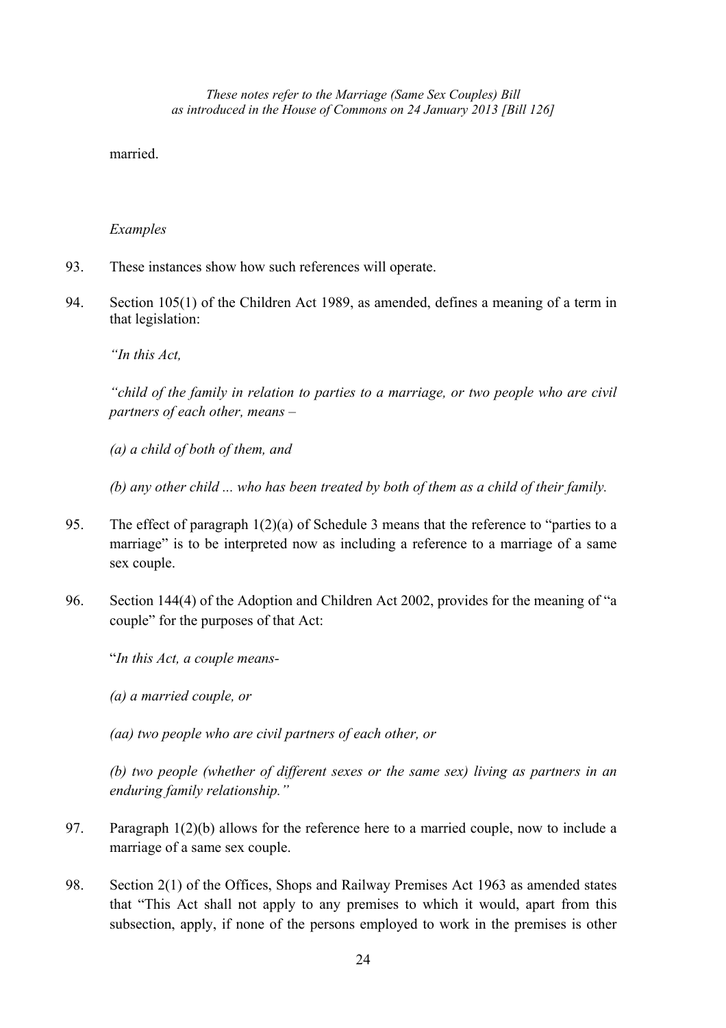married.

*Examples*

93. These instances show how such references will operate.

94. Section 105(1) of the Children Act 1989, as amended, defines a meaning of a term in that legislation:

*"In this Act,*

*"child of the family in relation to parties to a marriage, or two people who are civil partners of each other, means –*

*(a) a child of both of them, and*

*(b) any other child ... who has been treated by both of them as a child of their family.*

95. The effect of paragraph 1(2)(a) of Schedule 3 means that the reference to "parties to a marriage" is to be interpreted now as including a reference to a marriage of a same sex couple.

96. Section 144(4) of the Adoption and Children Act 2002, provides for the meaning of "a couple" for the purposes of that Act:

"*In this Act, a couple means-*

*(a) a married couple, or*

*(aa) two people who are civil partners of each other, or*

*(b) two people (whether of different sexes or the same sex) living as partners in an enduring family relationship."*

97. Paragraph 1(2)(b) allows for the reference here to a married couple, now to include a marriage of a same sex couple.

98. Section 2(1) of the Offices, Shops and Railway Premises Act 1963 as amended states that "This Act shall not apply to any premises to which it would, apart from this subsection, apply, if none of the persons employed to work in the premises is other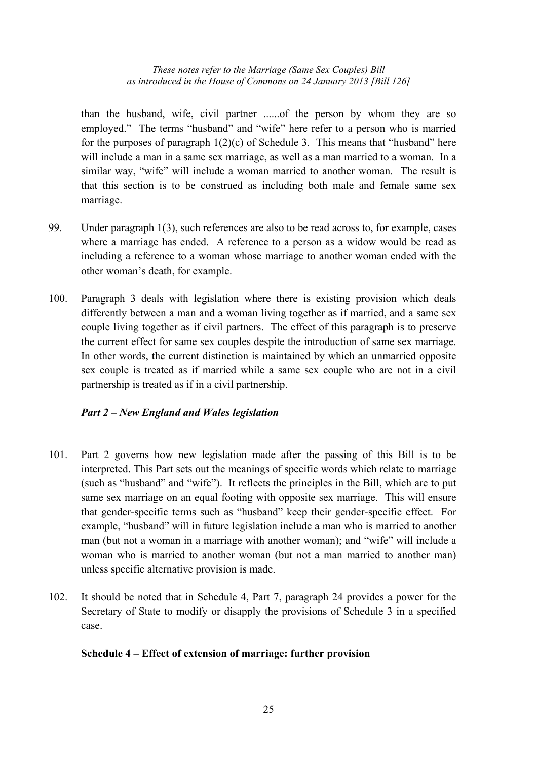than the husband, wife, civil partner ......of the person by whom they are so employed." The terms "husband" and "wife" here refer to a person who is married for the purposes of paragraph 1(2)(c) of Schedule 3. This means that "husband" here will include a man in a same sex marriage, as well as a man married to a woman. In a similar way, "wife" will include a woman married to another woman. The result is that this section is to be construed as including both male and female same sex marriage.

99. Under paragraph 1(3), such references are also to be read across to, for example, cases where a marriage has ended. A reference to a person as a widow would be read as including a reference to a woman whose marriage to another woman ended with the other woman's death, for example.

100. Paragraph 3 deals with legislation where there is existing provision which deals differently between a man and a woman living together as if married, and a same sex couple living together as if civil partners. The effect of this paragraph is to preserve the current effect for same sex couples despite the introduction of same sex marriage. In other words, the current distinction is maintained by which an unmarried opposite sex couple is treated as if married while a same sex couple who are not in a civil partnership is treated as if in a civil partnership.

### *Part 2 – New England and Wales legislation*

101. Part 2 governs how new legislation made after the passing of this Bill is to be interpreted. This Part sets out the meanings of specific words which relate to marriage (such as "husband" and "wife"). It reflects the principles in the Bill, which are to put same sex marriage on an equal footing with opposite sex marriage. This will ensure that gender-specific terms such as "husband" keep their gender-specific effect. For example, "husband" will in future legislation include a man who is married to another man (but not a woman in a marriage with another woman); and "wife" will include a woman who is married to another woman (but not a man married to another man) unless specific alternative provision is made.

102. It should be noted that in Schedule 4, Part 7, paragraph 24 provides a power for the Secretary of State to modify or disapply the provisions of Schedule 3 in a specified case.

### **Schedule 4 – Effect of extension of marriage: further provision**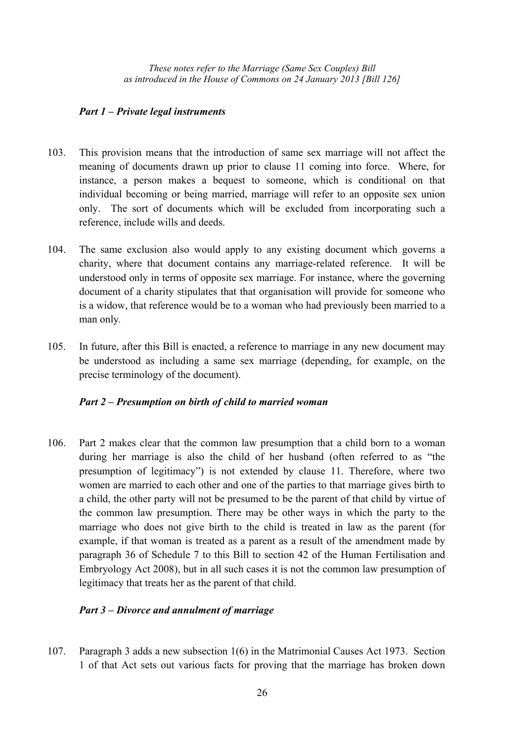### *Part 1 – Private legal instruments*

103. This provision means that the introduction of same sex marriage will not affect the meaning of documents drawn up prior to clause 11 coming into force. Where, for instance, a person makes a bequest to someone, which is conditional on that individual becoming or being married, marriage will refer to an opposite sex union only. The sort of documents which will be excluded from incorporating such a reference, include wills and deeds.

104. The same exclusion also would apply to any existing document which governs a charity, where that document contains any marriage-related reference. It will be understood only in terms of opposite sex marriage. For instance, where the governing document of a charity stipulates that that organisation will provide for someone who is a widow, that reference would be to a woman who had previously been married to a man only.

105. In future, after this Bill is enacted, a reference to marriage in any new document may be understood as including a same sex marriage (depending, for example, on the precise terminology of the document).

### *Part 2 – Presumption on birth of child to married woman*

106. Part 2 makes clear that the common law presumption that a child born to a woman during her marriage is also the child of her husband (often referred to as "the presumption of legitimacy") is not extended by clause 11. Therefore, where two women are married to each other and one of the parties to that marriage gives birth to a child, the other party will not be presumed to be the parent of that child by virtue of the common law presumption. There may be other ways in which the party to the marriage who does not give birth to the child is treated in law as the parent (for example, if that woman is treated as a parent as a result of the amendment made by paragraph 36 of Schedule 7 to this Bill to section 42 of the Human Fertilisation and Embryology Act 2008), but in all such cases it is not the common law presumption of legitimacy that treats her as the parent of that child.

### *Part 3 – Divorce and annulment of marriage*

107. Paragraph 3 adds a new subsection 1(6) in the Matrimonial Causes Act 1973. Section 1 of that Act sets out various facts for proving that the marriage has broken down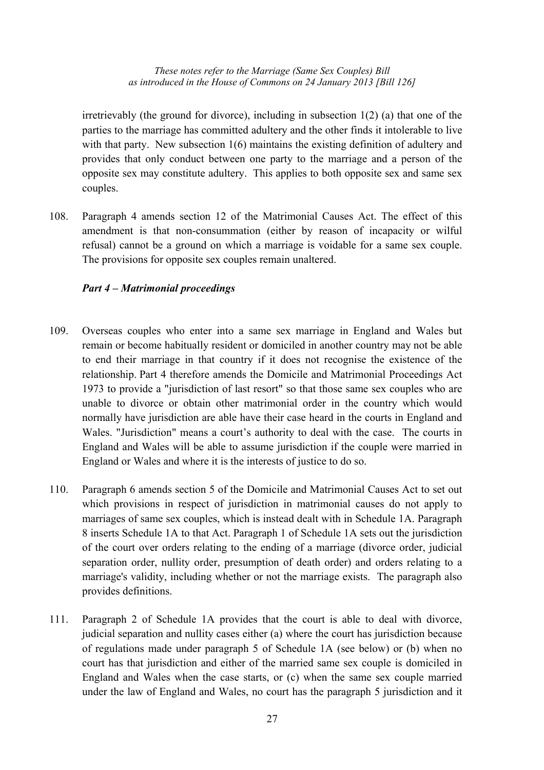irretrievably (the ground for divorce), including in subsection 1(2) (a) that one of the parties to the marriage has committed adultery and the other finds it intolerable to live with that party. New subsection 1(6) maintains the existing definition of adultery and provides that only conduct between one party to the marriage and a person of the opposite sex may constitute adultery. This applies to both opposite sex and same sex couples.

108. Paragraph 4 amends section 12 of the Matrimonial Causes Act. The effect of this amendment is that non-consummation (either by reason of incapacity or wilful refusal) cannot be a ground on which a marriage is voidable for a same sex couple. The provisions for opposite sex couples remain unaltered.

### *Part 4 – Matrimonial proceedings*

109. Overseas couples who enter into a same sex marriage in England and Wales but remain or become habitually resident or domiciled in another country may not be able to end their marriage in that country if it does not recognise the existence of the relationship. Part 4 therefore amends the Domicile and Matrimonial Proceedings Act 1973 to provide a "jurisdiction of last resort" so that those same sex couples who are unable to divorce or obtain other matrimonial order in the country which would normally have jurisdiction are able have their case heard in the courts in England and Wales. "Jurisdiction" means a court's authority to deal with the case. The courts in England and Wales will be able to assume jurisdiction if the couple were married in England or Wales and where it is the interests of justice to do so.

110. Paragraph 6 amends section 5 of the Domicile and Matrimonial Causes Act to set out which provisions in respect of jurisdiction in matrimonial causes do not apply to marriages of same sex couples, which is instead dealt with in Schedule 1A. Paragraph 8 inserts Schedule 1A to that Act. Paragraph 1 of Schedule 1A sets out the jurisdiction of the court over orders relating to the ending of a marriage (divorce order, judicial separation order, nullity order, presumption of death order) and orders relating to a marriage's validity, including whether or not the marriage exists. The paragraph also provides definitions.

111. Paragraph 2 of Schedule 1A provides that the court is able to deal with divorce, judicial separation and nullity cases either (a) where the court has jurisdiction because of regulations made under paragraph 5 of Schedule 1A (see below) or (b) when no court has that jurisdiction and either of the married same sex couple is domiciled in England and Wales when the case starts, or (c) when the same sex couple married under the law of England and Wales, no court has the paragraph 5 jurisdiction and it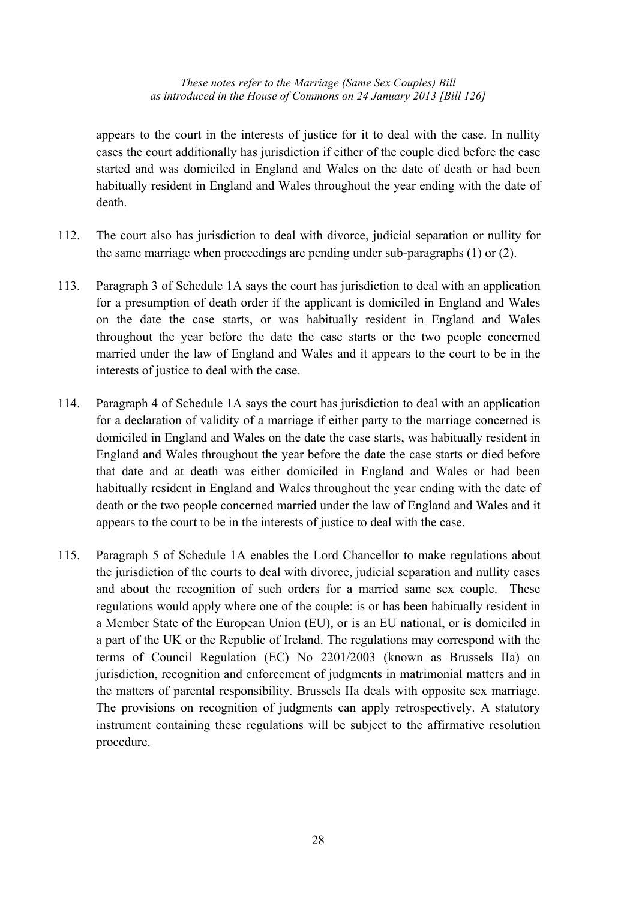appears to the court in the interests of justice for it to deal with the case. In nullity cases the court additionally has jurisdiction if either of the couple died before the case started and was domiciled in England and Wales on the date of death or had been habitually resident in England and Wales throughout the year ending with the date of death.

112. The court also has jurisdiction to deal with divorce, judicial separation or nullity for the same marriage when proceedings are pending under sub-paragraphs (1) or (2).

113. Paragraph 3 of Schedule 1A says the court has jurisdiction to deal with an application for a presumption of death order if the applicant is domiciled in England and Wales on the date the case starts, or was habitually resident in England and Wales throughout the year before the date the case starts or the two people concerned married under the law of England and Wales and it appears to the court to be in the interests of justice to deal with the case.

114. Paragraph 4 of Schedule 1A says the court has jurisdiction to deal with an application for a declaration of validity of a marriage if either party to the marriage concerned is domiciled in England and Wales on the date the case starts, was habitually resident in England and Wales throughout the year before the date the case starts or died before that date and at death was either domiciled in England and Wales or had been habitually resident in England and Wales throughout the year ending with the date of death or the two people concerned married under the law of England and Wales and it appears to the court to be in the interests of justice to deal with the case.

115. Paragraph 5 of Schedule 1A enables the Lord Chancellor to make regulations about the jurisdiction of the courts to deal with divorce, judicial separation and nullity cases and about the recognition of such orders for a married same sex couple. These regulations would apply where one of the couple: is or has been habitually resident in a Member State of the European Union (EU), or is an EU national, or is domiciled in a part of the UK or the Republic of Ireland. The regulations may correspond with the terms of Council Regulation (EC) No 2201/2003 (known as Brussels IIa) on jurisdiction, recognition and enforcement of judgments in matrimonial matters and in the matters of parental responsibility. Brussels IIa deals with opposite sex marriage. The provisions on recognition of judgments can apply retrospectively. A statutory instrument containing these regulations will be subject to the affirmative resolution procedure.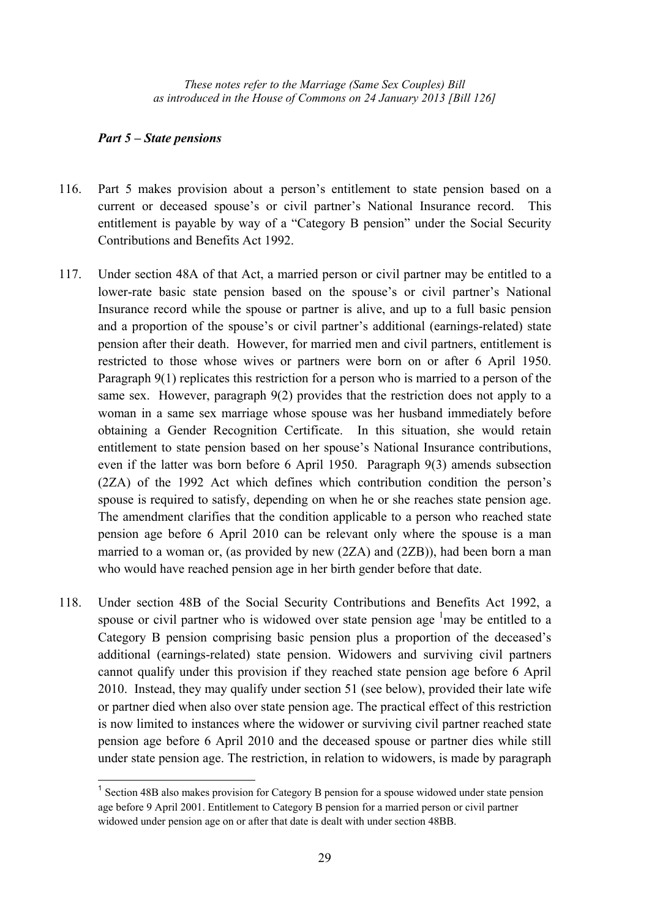*Part 5 – State pensions*

116. Part 5 makes provision about a person's entitlement to state pension based on a current or deceased spouse's or civil partner's National Insurance record. This entitlement is payable by way of a "Category B pension" under the Social Security Contributions and Benefits Act 1992.

117. Under section 48A of that Act, a married person or civil partner may be entitled to a lower-rate basic state pension based on the spouse's or civil partner's National Insurance record while the spouse or partner is alive, and up to a full basic pension and a proportion of the spouse's or civil partner's additional (earnings-related) state pension after their death. However, for married men and civil partners, entitlement is restricted to those whose wives or partners were born on or after 6 April 1950. Paragraph 9(1) replicates this restriction for a person who is married to a person of the same sex. However, paragraph 9(2) provides that the restriction does not apply to a woman in a same sex marriage whose spouse was her husband immediately before obtaining a Gender Recognition Certificate. In this situation, she would retain entitlement to state pension based on her spouse's National Insurance contributions, even if the latter was born before 6 April 1950. Paragraph 9(3) amends subsection (2ZA) of the 1992 Act which defines which contribution condition the person's spouse is required to satisfy, depending on when he or she reaches state pension age. The amendment clarifies that the condition applicable to a person who reached state pension age before 6 April 2010 can be relevant only where the spouse is a man married to a woman or, (as provided by new (2ZA) and (2ZB)), had been born a man who would have reached pension age in her birth gender before that date.

118. Under section 48B of the Social Security Contributions and Benefits Act 1992, a spouse or civil partner who is widowed over state pension age [1]may be entitled to a Category B pension comprising basic pension plus a proportion of the deceased's additional (earnings-related) state pension. Widowers and surviving civil partners cannot qualify under this provision if they reached state pension age before 6 April 2010. Instead, they may qualify under section 51 (see below), provided their late wife or partner died when also over state pension age. The practical effect of this restriction is now limited to instances where the widower or surviving civil partner reached state pension age before 6 April 2010 and the deceased spouse or partner dies while still under state pension age. The restriction, in relation to widowers, is made by paragraph

[1] Section 48B also makes provision for Category B pension for a spouse widowed under state pension age before 9 April 2001. Entitlement to Category B pension for a married person or civil partner widowed under pension age on or after that date is dealt with under section 48BB.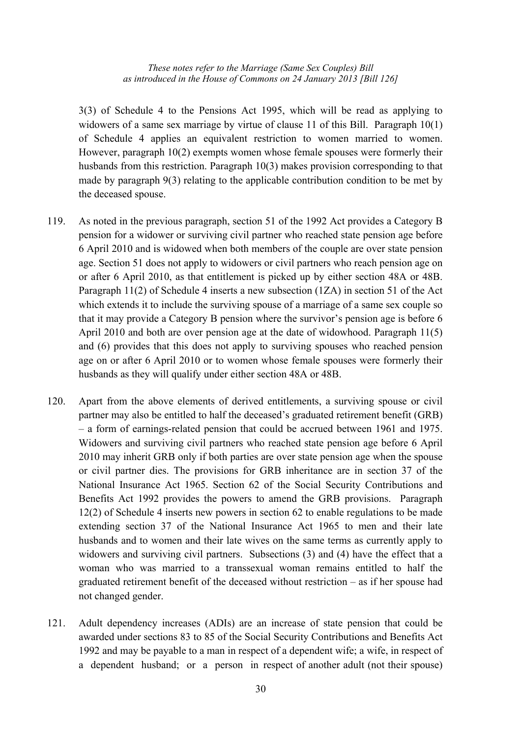3(3) of Schedule 4 to the Pensions Act 1995, which will be read as applying to widowers of a same sex marriage by virtue of clause 11 of this Bill. Paragraph 10(1) of Schedule 4 applies an equivalent restriction to women married to women. However, paragraph 10(2) exempts women whose female spouses were formerly their husbands from this restriction. Paragraph 10(3) makes provision corresponding to that made by paragraph 9(3) relating to the applicable contribution condition to be met by the deceased spouse.

119. As noted in the previous paragraph, section 51 of the 1992 Act provides a Category B pension for a widower or surviving civil partner who reached state pension age before 6 April 2010 and is widowed when both members of the couple are over state pension age. Section 51 does not apply to widowers or civil partners who reach pension age on or after 6 April 2010, as that entitlement is picked up by either section 48A or 48B. Paragraph 11(2) of Schedule 4 inserts a new subsection (1ZA) in section 51 of the Act which extends it to include the surviving spouse of a marriage of a same sex couple so that it may provide a Category B pension where the survivor's pension age is before 6 April 2010 and both are over pension age at the date of widowhood. Paragraph 11(5) and (6) provides that this does not apply to surviving spouses who reached pension age on or after 6 April 2010 or to women whose female spouses were formerly their husbands as they will qualify under either section 48A or 48B.

120. Apart from the above elements of derived entitlements, a surviving spouse or civil partner may also be entitled to half the deceased's graduated retirement benefit (GRB) – a form of earnings-related pension that could be accrued between 1961 and 1975. Widowers and surviving civil partners who reached state pension age before 6 April 2010 may inherit GRB only if both parties are over state pension age when the spouse or civil partner dies. The provisions for GRB inheritance are in section 37 of the National Insurance Act 1965. Section 62 of the Social Security Contributions and Benefits Act 1992 provides the powers to amend the GRB provisions. Paragraph 12(2) of Schedule 4 inserts new powers in section 62 to enable regulations to be made extending section 37 of the National Insurance Act 1965 to men and their late husbands and to women and their late wives on the same terms as currently apply to widowers and surviving civil partners. Subsections (3) and (4) have the effect that a woman who was married to a transsexual woman remains entitled to half the graduated retirement benefit of the deceased without restriction – as if her spouse had not changed gender.

121. Adult dependency increases (ADIs) are an increase of state pension that could be awarded under sections 83 to 85 of the Social Security Contributions and Benefits Act 1992 and may be payable to a man in respect of a dependent wife; a wife, in respect of a dependent husband; or a person in respect of another adult (not their spouse)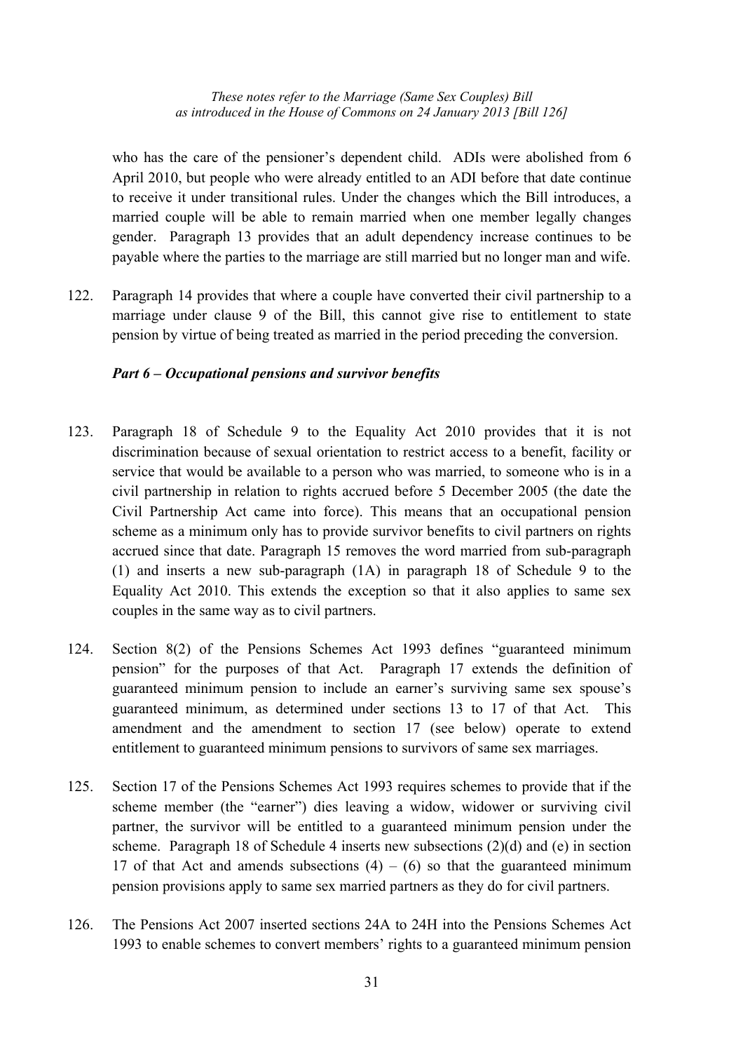who has the care of the pensioner's dependent child. ADIs were abolished from 6 April 2010, but people who were already entitled to an ADI before that date continue to receive it under transitional rules. Under the changes which the Bill introduces, a married couple will be able to remain married when one member legally changes gender. Paragraph 13 provides that an adult dependency increase continues to be payable where the parties to the marriage are still married but no longer man and wife.

122. Paragraph 14 provides that where a couple have converted their civil partnership to a marriage under clause 9 of the Bill, this cannot give rise to entitlement to state pension by virtue of being treated as married in the period preceding the conversion.

### *Part 6 – Occupational pensions and survivor benefits*

123. Paragraph 18 of Schedule 9 to the Equality Act 2010 provides that it is not discrimination because of sexual orientation to restrict access to a benefit, facility or service that would be available to a person who was married, to someone who is in a civil partnership in relation to rights accrued before 5 December 2005 (the date the Civil Partnership Act came into force). This means that an occupational pension scheme as a minimum only has to provide survivor benefits to civil partners on rights accrued since that date. Paragraph 15 removes the word married from sub-paragraph (1) and inserts a new sub-paragraph (1A) in paragraph 18 of Schedule 9 to the Equality Act 2010. This extends the exception so that it also applies to same sex couples in the same way as to civil partners.

124. Section 8(2) of the Pensions Schemes Act 1993 defines "guaranteed minimum pension" for the purposes of that Act. Paragraph 17 extends the definition of guaranteed minimum pension to include an earner's surviving same sex spouse's guaranteed minimum, as determined under sections 13 to 17 of that Act. This amendment and the amendment to section 17 (see below) operate to extend entitlement to guaranteed minimum pensions to survivors of same sex marriages.

125. Section 17 of the Pensions Schemes Act 1993 requires schemes to provide that if the scheme member (the "earner") dies leaving a widow, widower or surviving civil partner, the survivor will be entitled to a guaranteed minimum pension under the scheme. Paragraph 18 of Schedule 4 inserts new subsections (2)(d) and (e) in section 17 of that Act and amends subsections (4) – (6) so that the guaranteed minimum pension provisions apply to same sex married partners as they do for civil partners.

126. The Pensions Act 2007 inserted sections 24A to 24H into the Pensions Schemes Act 1993 to enable schemes to convert members' rights to a guaranteed minimum pension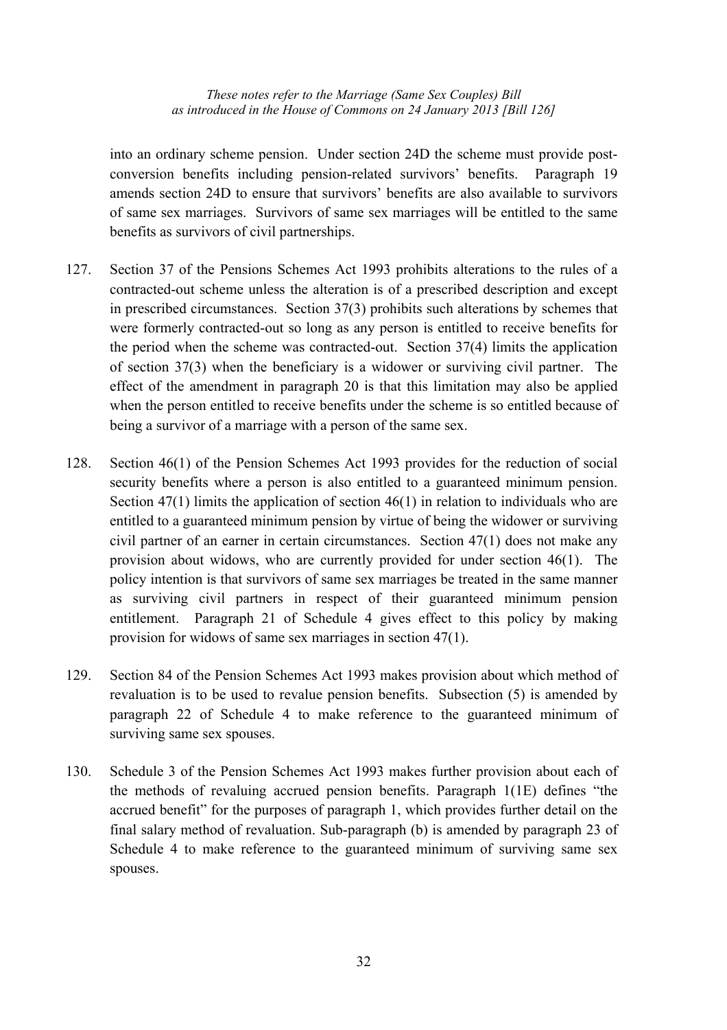into an ordinary scheme pension. Under section 24D the scheme must provide post-conversion benefits including pension-related survivors' benefits. Paragraph 19 amends section 24D to ensure that survivors' benefits are also available to survivors of same sex marriages. Survivors of same sex marriages will be entitled to the same benefits as survivors of civil partnerships.

127. Section 37 of the Pensions Schemes Act 1993 prohibits alterations to the rules of a contracted-out scheme unless the alteration is of a prescribed description and except in prescribed circumstances. Section 37(3) prohibits such alterations by schemes that were formerly contracted-out so long as any person is entitled to receive benefits for the period when the scheme was contracted-out. Section 37(4) limits the application of section 37(3) when the beneficiary is a widower or surviving civil partner. The effect of the amendment in paragraph 20 is that this limitation may also be applied when the person entitled to receive benefits under the scheme is so entitled because of being a survivor of a marriage with a person of the same sex.

128. Section 46(1) of the Pension Schemes Act 1993 provides for the reduction of social security benefits where a person is also entitled to a guaranteed minimum pension. Section 47(1) limits the application of section 46(1) in relation to individuals who are entitled to a guaranteed minimum pension by virtue of being the widower or surviving civil partner of an earner in certain circumstances. Section 47(1) does not make any provision about widows, who are currently provided for under section 46(1). The policy intention is that survivors of same sex marriages be treated in the same manner as surviving civil partners in respect of their guaranteed minimum pension entitlement. Paragraph 21 of Schedule 4 gives effect to this policy by making provision for widows of same sex marriages in section 47(1).

129. Section 84 of the Pension Schemes Act 1993 makes provision about which method of revaluation is to be used to revalue pension benefits. Subsection (5) is amended by paragraph 22 of Schedule 4 to make reference to the guaranteed minimum of surviving same sex spouses.

130. Schedule 3 of the Pension Schemes Act 1993 makes further provision about each of the methods of revaluing accrued pension benefits. Paragraph 1(1E) defines "the accrued benefit" for the purposes of paragraph 1, which provides further detail on the final salary method of revaluation. Sub-paragraph (b) is amended by paragraph 23 of Schedule 4 to make reference to the guaranteed minimum of surviving same sex spouses.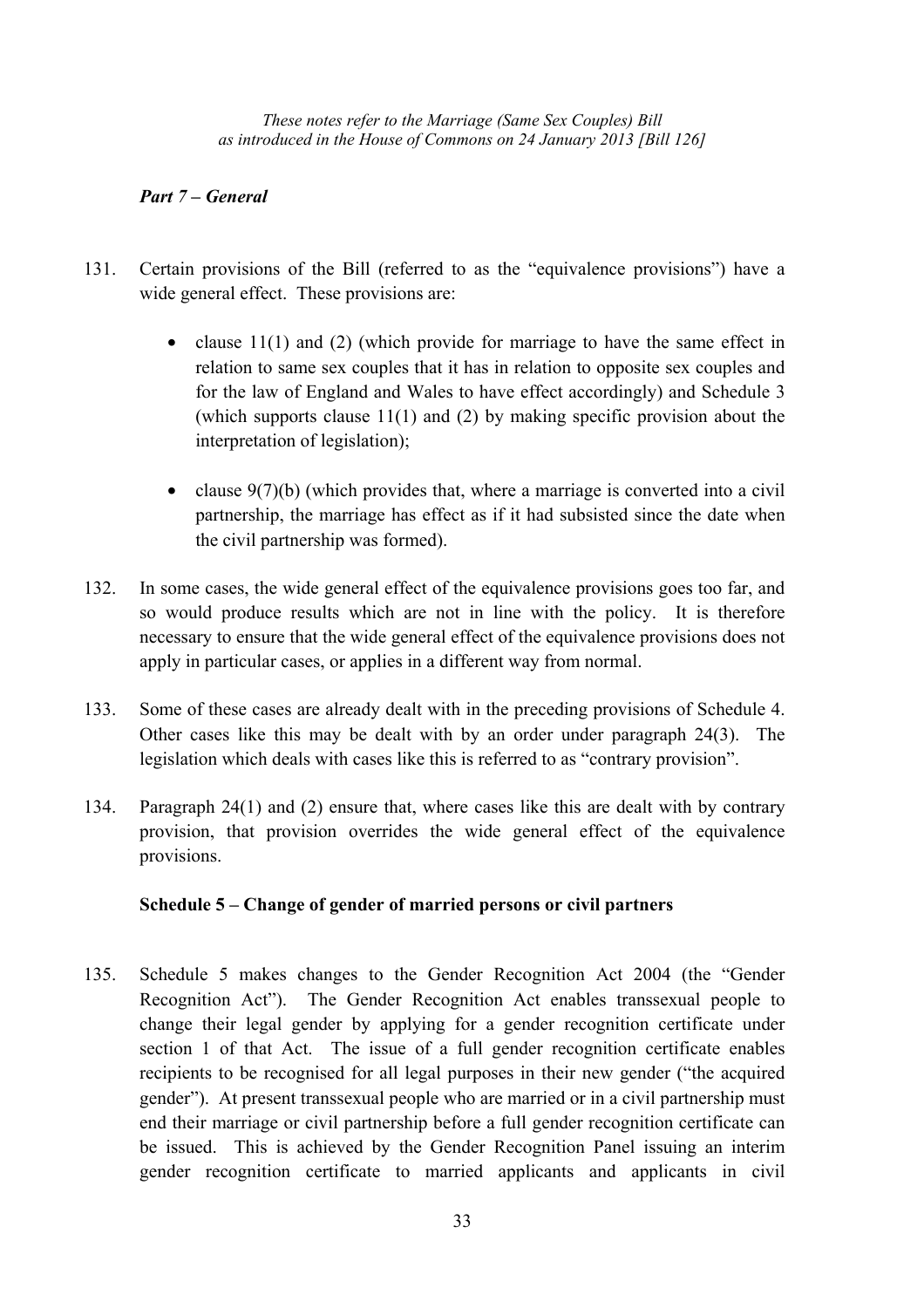### *Part 7 – General*

131. Certain provisions of the Bill (referred to as the "equivalence provisions") have a wide general effect. These provisions are:

- clause 11(1) and (2) (which provide for marriage to have the same effect in relation to same sex couples that it has in relation to opposite sex couples and for the law of England and Wales to have effect accordingly) and Schedule 3 (which supports clause 11(1) and (2) by making specific provision about the interpretation of legislation);

- clause 9(7)(b) (which provides that, where a marriage is converted into a civil partnership, the marriage has effect as if it had subsisted since the date when the civil partnership was formed).

132. In some cases, the wide general effect of the equivalence provisions goes too far, and so would produce results which are not in line with the policy. It is therefore necessary to ensure that the wide general effect of the equivalence provisions does not apply in particular cases, or applies in a different way from normal.

133. Some of these cases are already dealt with in the preceding provisions of Schedule 4. Other cases like this may be dealt with by an order under paragraph 24(3). The legislation which deals with cases like this is referred to as "contrary provision".

134. Paragraph 24(1) and (2) ensure that, where cases like this are dealt with by contrary provision, that provision overrides the wide general effect of the equivalence provisions.

### Schedule 5 – Change of gender of married persons or civil partners

135. Schedule 5 makes changes to the Gender Recognition Act 2004 (the "Gender Recognition Act"). The Gender Recognition Act enables transsexual people to change their legal gender by applying for a gender recognition certificate under section 1 of that Act. The issue of a full gender recognition certificate enables recipients to be recognised for all legal purposes in their new gender ("the acquired gender"). At present transsexual people who are married or in a civil partnership must end their marriage or civil partnership before a full gender recognition certificate can be issued. This is achieved by the Gender Recognition Panel issuing an interim gender recognition certificate to married applicants and applicants in civil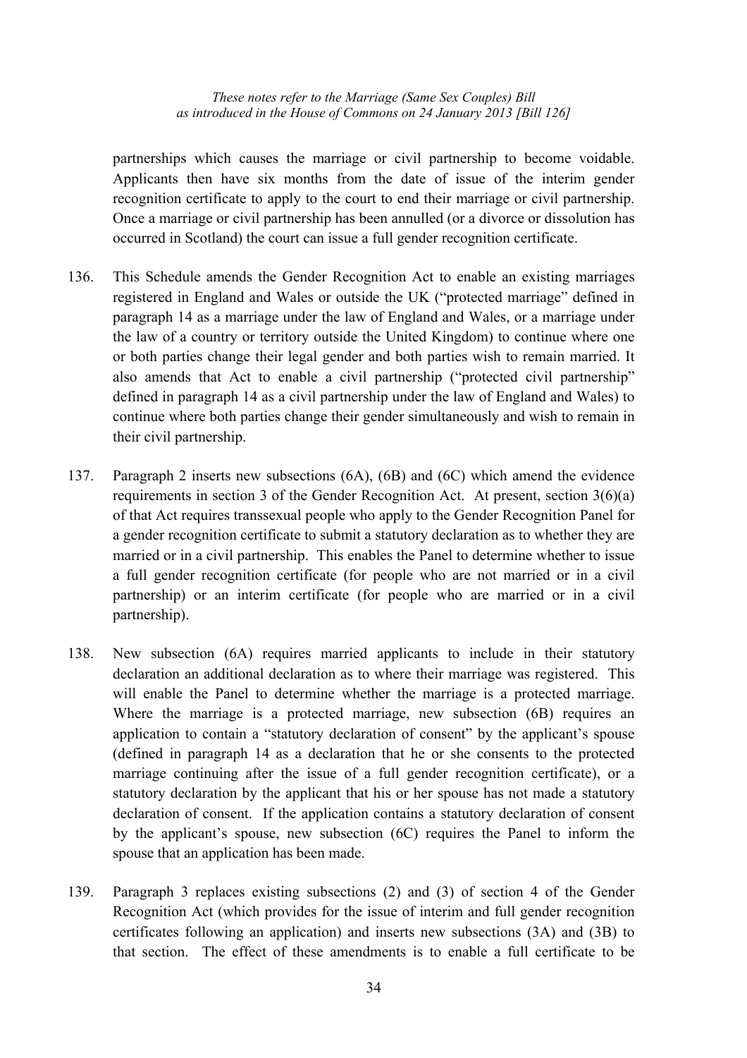partnerships which causes the marriage or civil partnership to become voidable. Applicants then have six months from the date of issue of the interim gender recognition certificate to apply to the court to end their marriage or civil partnership. Once a marriage or civil partnership has been annulled (or a divorce or dissolution has occurred in Scotland) the court can issue a full gender recognition certificate.

136. This Schedule amends the Gender Recognition Act to enable an existing marriages registered in England and Wales or outside the UK ("protected marriage" defined in paragraph 14 as a marriage under the law of England and Wales, or a marriage under the law of a country or territory outside the United Kingdom) to continue where one or both parties change their legal gender and both parties wish to remain married. It also amends that Act to enable a civil partnership ("protected civil partnership" defined in paragraph 14 as a civil partnership under the law of England and Wales) to continue where both parties change their gender simultaneously and wish to remain in their civil partnership.

137. Paragraph 2 inserts new subsections (6A), (6B) and (6C) which amend the evidence requirements in section 3 of the Gender Recognition Act. At present, section 3(6)(a) of that Act requires transsexual people who apply to the Gender Recognition Panel for a gender recognition certificate to submit a statutory declaration as to whether they are married or in a civil partnership. This enables the Panel to determine whether to issue a full gender recognition certificate (for people who are not married or in a civil partnership) or an interim certificate (for people who are married or in a civil partnership).

138. New subsection (6A) requires married applicants to include in their statutory declaration an additional declaration as to where their marriage was registered. This will enable the Panel to determine whether the marriage is a protected marriage. Where the marriage is a protected marriage, new subsection (6B) requires an application to contain a "statutory declaration of consent" by the applicant's spouse (defined in paragraph 14 as a declaration that he or she consents to the protected marriage continuing after the issue of a full gender recognition certificate), or a statutory declaration by the applicant that his or her spouse has not made a statutory declaration of consent. If the application contains a statutory declaration of consent by the applicant's spouse, new subsection (6C) requires the Panel to inform the spouse that an application has been made.

139. Paragraph 3 replaces existing subsections (2) and (3) of section 4 of the Gender Recognition Act (which provides for the issue of interim and full gender recognition certificates following an application) and inserts new subsections (3A) and (3B) to that section. The effect of these amendments is to enable a full certificate to be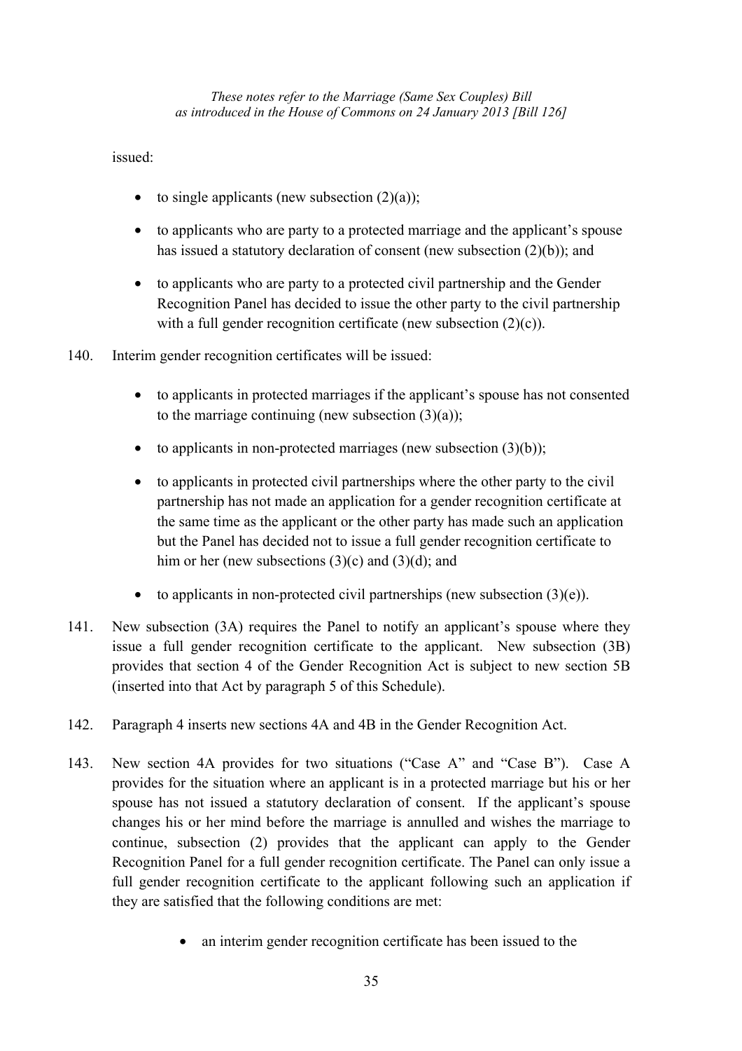issued:

- to single applicants (new subsection (2)(a));
- to applicants who are party to a protected marriage and the applicant's spouse has issued a statutory declaration of consent (new subsection (2)(b)); and
- to applicants who are party to a protected civil partnership and the Gender Recognition Panel has decided to issue the other party to the civil partnership with a full gender recognition certificate (new subsection (2)(c)).

140. Interim gender recognition certificates will be issued:

- to applicants in protected marriages if the applicant's spouse has not consented to the marriage continuing (new subsection (3)(a));
- to applicants in non-protected marriages (new subsection (3)(b));
- to applicants in protected civil partnerships where the other party to the civil partnership has not made an application for a gender recognition certificate at the same time as the applicant or the other party has made such an application but the Panel has decided not to issue a full gender recognition certificate to him or her (new subsections (3)(c) and (3)(d); and
- to applicants in non-protected civil partnerships (new subsection (3)(e)).

141. New subsection (3A) requires the Panel to notify an applicant's spouse where they issue a full gender recognition certificate to the applicant. New subsection (3B) provides that section 4 of the Gender Recognition Act is subject to new section 5B (inserted into that Act by paragraph 5 of this Schedule).

142. Paragraph 4 inserts new sections 4A and 4B in the Gender Recognition Act.

143. New section 4A provides for two situations ("Case A" and "Case B"). Case A provides for the situation where an applicant is in a protected marriage but his or her spouse has not issued a statutory declaration of consent. If the applicant's spouse changes his or her mind before the marriage is annulled and wishes the marriage to continue, subsection (2) provides that the applicant can apply to the Gender Recognition Panel for a full gender recognition certificate. The Panel can only issue a full gender recognition certificate to the applicant following such an application if they are satisfied that the following conditions are met:

- an interim gender recognition certificate has been issued to the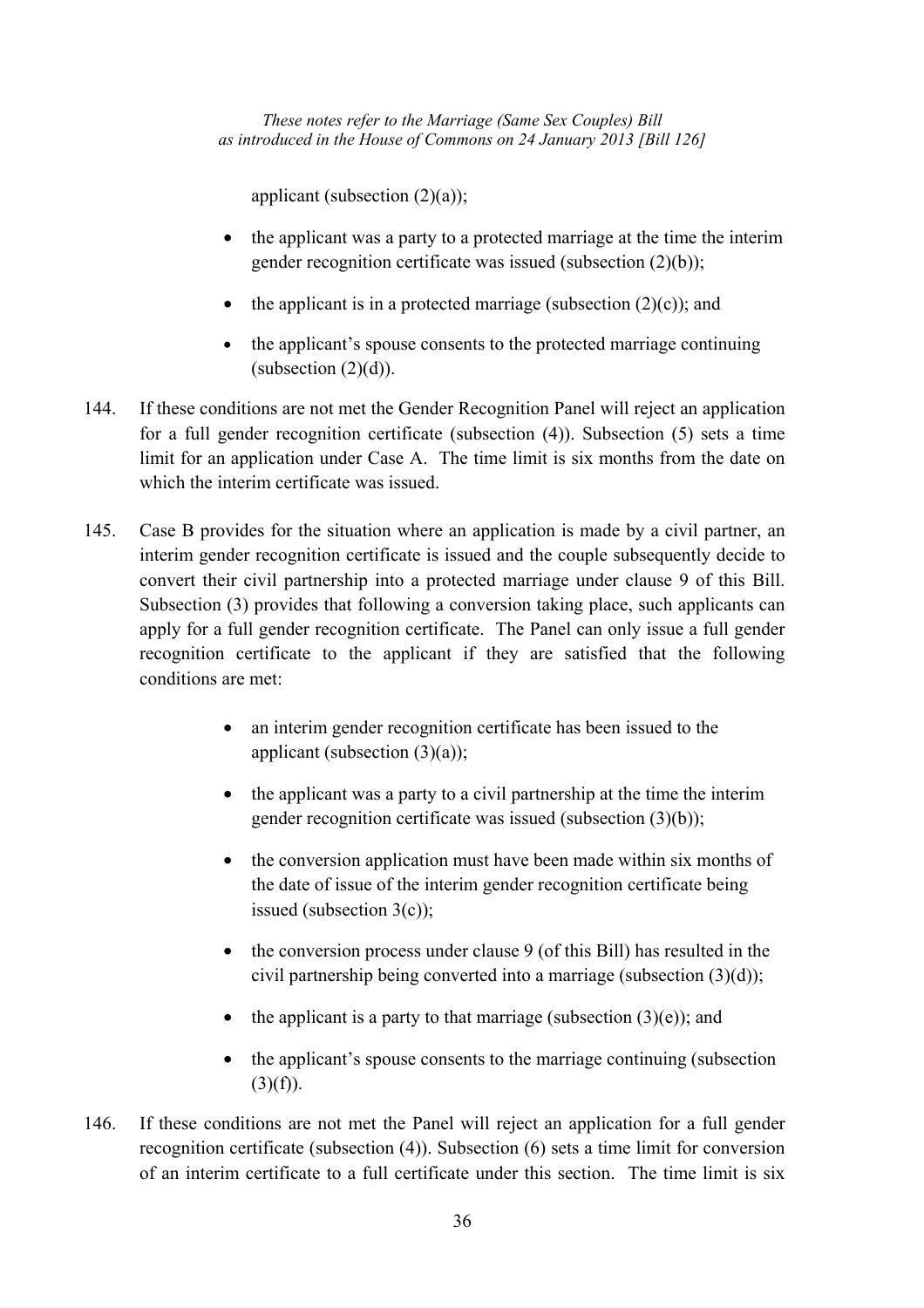applicant (subsection (2)(a));

- the applicant was a party to a protected marriage at the time the interim gender recognition certificate was issued (subsection (2)(b));
- the applicant is in a protected marriage (subsection (2)(c)); and
- the applicant's spouse consents to the protected marriage continuing (subsection (2)(d)).

144. If these conditions are not met the Gender Recognition Panel will reject an application for a full gender recognition certificate (subsection (4)). Subsection (5) sets a time limit for an application under Case A. The time limit is six months from the date on which the interim certificate was issued.

145. Case B provides for the situation where an application is made by a civil partner, an interim gender recognition certificate is issued and the couple subsequently decide to convert their civil partnership into a protected marriage under clause 9 of this Bill. Subsection (3) provides that following a conversion taking place, such applicants can apply for a full gender recognition certificate. The Panel can only issue a full gender recognition certificate to the applicant if they are satisfied that the following conditions are met:

- an interim gender recognition certificate has been issued to the applicant (subsection (3)(a));
- the applicant was a party to a civil partnership at the time the interim gender recognition certificate was issued (subsection (3)(b));
- the conversion application must have been made within six months of the date of issue of the interim gender recognition certificate being issued (subsection 3(c));
- the conversion process under clause 9 (of this Bill) has resulted in the civil partnership being converted into a marriage (subsection (3)(d));
- the applicant is a party to that marriage (subsection (3)(e)); and
- the applicant's spouse consents to the marriage continuing (subsection (3)(f)).

146. If these conditions are not met the Panel will reject an application for a full gender recognition certificate (subsection (4)). Subsection (6) sets a time limit for conversion of an interim certificate to a full certificate under this section. The time limit is six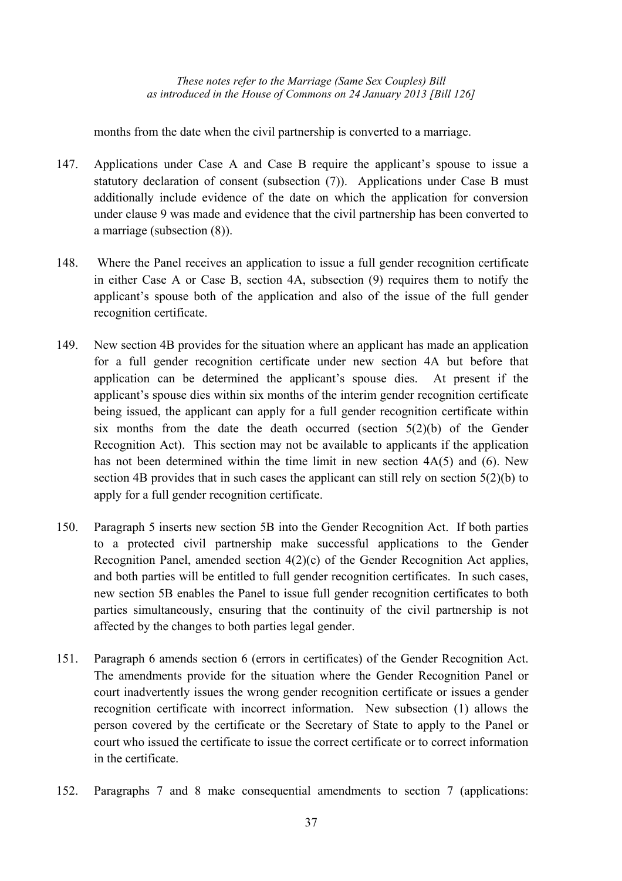months from the date when the civil partnership is converted to a marriage.

147. Applications under Case A and Case B require the applicant's spouse to issue a statutory declaration of consent (subsection (7)). Applications under Case B must additionally include evidence of the date on which the application for conversion under clause 9 was made and evidence that the civil partnership has been converted to a marriage (subsection (8)).

148. Where the Panel receives an application to issue a full gender recognition certificate in either Case A or Case B, section 4A, subsection (9) requires them to notify the applicant's spouse both of the application and also of the issue of the full gender recognition certificate.

149. New section 4B provides for the situation where an applicant has made an application for a full gender recognition certificate under new section 4A but before that application can be determined the applicant's spouse dies. At present if the applicant's spouse dies within six months of the interim gender recognition certificate being issued, the applicant can apply for a full gender recognition certificate within six months from the date the death occurred (section 5(2)(b) of the Gender Recognition Act). This section may not be available to applicants if the application has not been determined within the time limit in new section 4A(5) and (6). New section 4B provides that in such cases the applicant can still rely on section 5(2)(b) to apply for a full gender recognition certificate.

150. Paragraph 5 inserts new section 5B into the Gender Recognition Act. If both parties to a protected civil partnership make successful applications to the Gender Recognition Panel, amended section 4(2)(c) of the Gender Recognition Act applies, and both parties will be entitled to full gender recognition certificates. In such cases, new section 5B enables the Panel to issue full gender recognition certificates to both parties simultaneously, ensuring that the continuity of the civil partnership is not affected by the changes to both parties legal gender.

151. Paragraph 6 amends section 6 (errors in certificates) of the Gender Recognition Act. The amendments provide for the situation where the Gender Recognition Panel or court inadvertently issues the wrong gender recognition certificate or issues a gender recognition certificate with incorrect information. New subsection (1) allows the person covered by the certificate or the Secretary of State to apply to the Panel or court who issued the certificate to issue the correct certificate or to correct information in the certificate.

152. Paragraphs 7 and 8 make consequential amendments to section 7 (applications: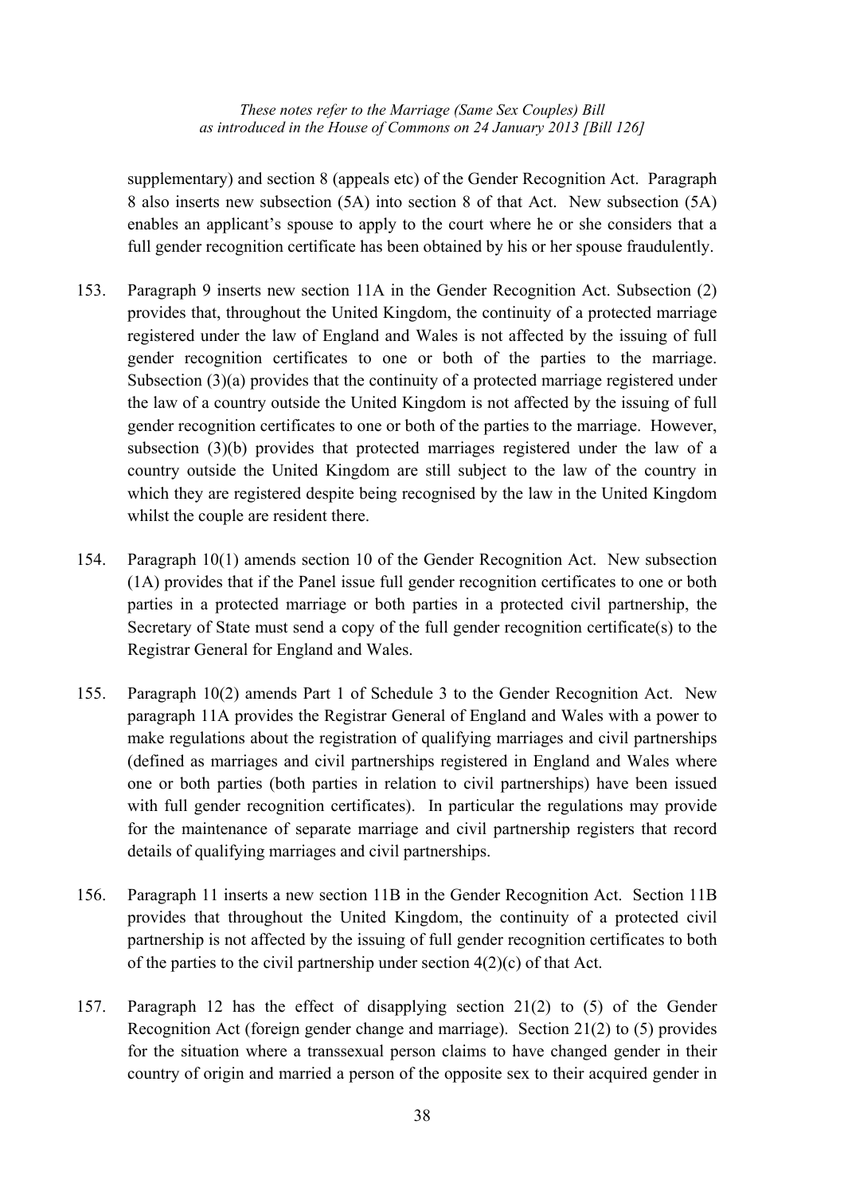supplementary) and section 8 (appeals etc) of the Gender Recognition Act. Paragraph 8 also inserts new subsection (5A) into section 8 of that Act. New subsection (5A) enables an applicant's spouse to apply to the court where he or she considers that a full gender recognition certificate has been obtained by his or her spouse fraudulently.

153. Paragraph 9 inserts new section 11A in the Gender Recognition Act. Subsection (2) provides that, throughout the United Kingdom, the continuity of a protected marriage registered under the law of England and Wales is not affected by the issuing of full gender recognition certificates to one or both of the parties to the marriage. Subsection (3)(a) provides that the continuity of a protected marriage registered under the law of a country outside the United Kingdom is not affected by the issuing of full gender recognition certificates to one or both of the parties to the marriage. However, subsection (3)(b) provides that protected marriages registered under the law of a country outside the United Kingdom are still subject to the law of the country in which they are registered despite being recognised by the law in the United Kingdom whilst the couple are resident there.

154. Paragraph 10(1) amends section 10 of the Gender Recognition Act. New subsection (1A) provides that if the Panel issue full gender recognition certificates to one or both parties in a protected marriage or both parties in a protected civil partnership, the Secretary of State must send a copy of the full gender recognition certificate(s) to the Registrar General for England and Wales.

155. Paragraph 10(2) amends Part 1 of Schedule 3 to the Gender Recognition Act. New paragraph 11A provides the Registrar General of England and Wales with a power to make regulations about the registration of qualifying marriages and civil partnerships (defined as marriages and civil partnerships registered in England and Wales where one or both parties (both parties in relation to civil partnerships) have been issued with full gender recognition certificates). In particular the regulations may provide for the maintenance of separate marriage and civil partnership registers that record details of qualifying marriages and civil partnerships.

156. Paragraph 11 inserts a new section 11B in the Gender Recognition Act. Section 11B provides that throughout the United Kingdom, the continuity of a protected civil partnership is not affected by the issuing of full gender recognition certificates to both of the parties to the civil partnership under section 4(2)(c) of that Act.

157. Paragraph 12 has the effect of disapplying section 21(2) to (5) of the Gender Recognition Act (foreign gender change and marriage). Section 21(2) to (5) provides for the situation where a transsexual person claims to have changed gender in their country of origin and married a person of the opposite sex to their acquired gender in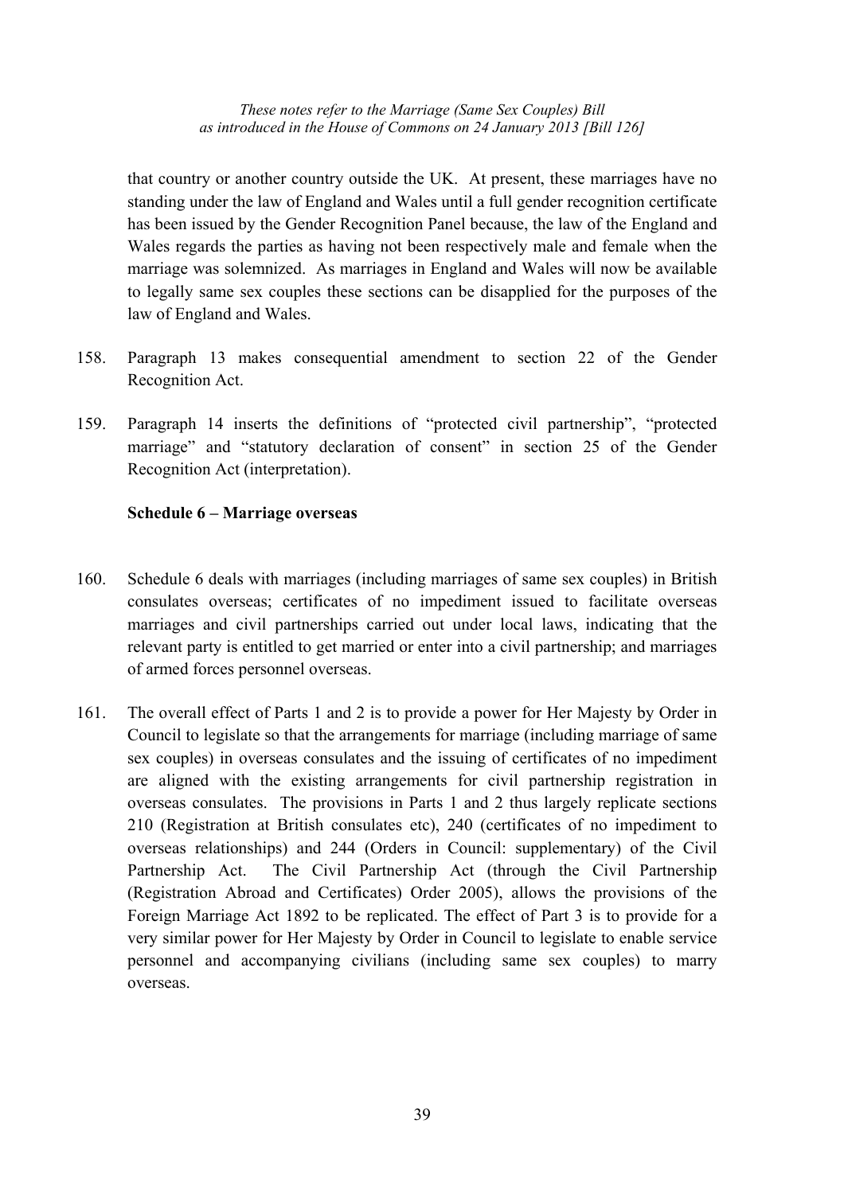that country or another country outside the UK. At present, these marriages have no standing under the law of England and Wales until a full gender recognition certificate has been issued by the Gender Recognition Panel because, the law of the England and Wales regards the parties as having not been respectively male and female when the marriage was solemnized. As marriages in England and Wales will now be available to legally same sex couples these sections can be disapplied for the purposes of the law of England and Wales.

158. Paragraph 13 makes consequential amendment to section 22 of the Gender Recognition Act.

159. Paragraph 14 inserts the definitions of "protected civil partnership", "protected marriage" and "statutory declaration of consent" in section 25 of the Gender Recognition Act (interpretation).

**Schedule 6 – Marriage overseas**

160. Schedule 6 deals with marriages (including marriages of same sex couples) in British consulates overseas; certificates of no impediment issued to facilitate overseas marriages and civil partnerships carried out under local laws, indicating that the relevant party is entitled to get married or enter into a civil partnership; and marriages of armed forces personnel overseas.

161. The overall effect of Parts 1 and 2 is to provide a power for Her Majesty by Order in Council to legislate so that the arrangements for marriage (including marriage of same sex couples) in overseas consulates and the issuing of certificates of no impediment are aligned with the existing arrangements for civil partnership registration in overseas consulates. The provisions in Parts 1 and 2 thus largely replicate sections 210 (Registration at British consulates etc), 240 (certificates of no impediment to overseas relationships) and 244 (Orders in Council: supplementary) of the Civil Partnership Act. The Civil Partnership Act (through the Civil Partnership (Registration Abroad and Certificates) Order 2005), allows the provisions of the Foreign Marriage Act 1892 to be replicated. The effect of Part 3 is to provide for a very similar power for Her Majesty by Order in Council to legislate to enable service personnel and accompanying civilians (including same sex couples) to marry overseas.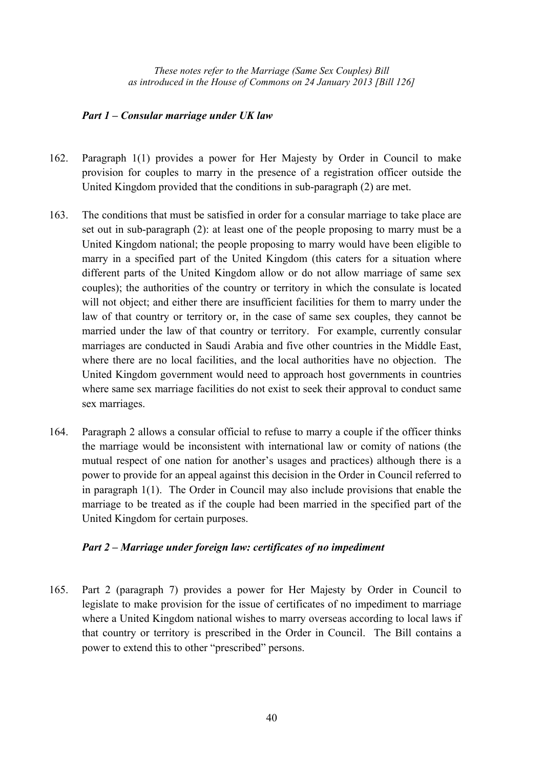### *Part 1 – Consular marriage under UK law*

162. Paragraph 1(1) provides a power for Her Majesty by Order in Council to make provision for couples to marry in the presence of a registration officer outside the United Kingdom provided that the conditions in sub-paragraph (2) are met.

163. The conditions that must be satisfied in order for a consular marriage to take place are set out in sub-paragraph (2): at least one of the people proposing to marry must be a United Kingdom national; the people proposing to marry would have been eligible to marry in a specified part of the United Kingdom (this caters for a situation where different parts of the United Kingdom allow or do not allow marriage of same sex couples); the authorities of the country or territory in which the consulate is located will not object; and either there are insufficient facilities for them to marry under the law of that country or territory or, in the case of same sex couples, they cannot be married under the law of that country or territory. For example, currently consular marriages are conducted in Saudi Arabia and five other countries in the Middle East, where there are no local facilities, and the local authorities have no objection. The United Kingdom government would need to approach host governments in countries where same sex marriage facilities do not exist to seek their approval to conduct same sex marriages.

164. Paragraph 2 allows a consular official to refuse to marry a couple if the officer thinks the marriage would be inconsistent with international law or comity of nations (the mutual respect of one nation for another's usages and practices) although there is a power to provide for an appeal against this decision in the Order in Council referred to in paragraph 1(1). The Order in Council may also include provisions that enable the marriage to be treated as if the couple had been married in the specified part of the United Kingdom for certain purposes.

### *Part 2 – Marriage under foreign law: certificates of no impediment*

165. Part 2 (paragraph 7) provides a power for Her Majesty by Order in Council to legislate to make provision for the issue of certificates of no impediment to marriage where a United Kingdom national wishes to marry overseas according to local laws if that country or territory is prescribed in the Order in Council. The Bill contains a power to extend this to other "prescribed" persons.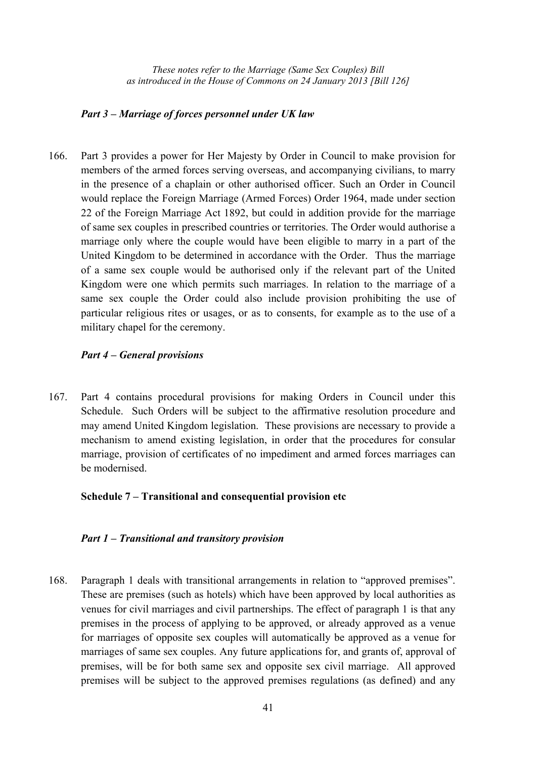### *Part 3 – Marriage of forces personnel under UK law*

166. Part 3 provides a power for Her Majesty by Order in Council to make provision for members of the armed forces serving overseas, and accompanying civilians, to marry in the presence of a chaplain or other authorised officer. Such an Order in Council would replace the Foreign Marriage (Armed Forces) Order 1964, made under section 22 of the Foreign Marriage Act 1892, but could in addition provide for the marriage of same sex couples in prescribed countries or territories. The Order would authorise a marriage only where the couple would have been eligible to marry in a part of the United Kingdom to be determined in accordance with the Order. Thus the marriage of a same sex couple would be authorised only if the relevant part of the United Kingdom were one which permits such marriages. In relation to the marriage of a same sex couple the Order could also include provision prohibiting the use of particular religious rites or usages, or as to consents, for example as to the use of a military chapel for the ceremony.

### *Part 4 – General provisions*

167. Part 4 contains procedural provisions for making Orders in Council under this Schedule. Such Orders will be subject to the affirmative resolution procedure and may amend United Kingdom legislation. These provisions are necessary to provide a mechanism to amend existing legislation, in order that the procedures for consular marriage, provision of certificates of no impediment and armed forces marriages can be modernised.

## Schedule 7 – Transitional and consequential provision etc

### *Part 1 – Transitional and transitory provision*

168. Paragraph 1 deals with transitional arrangements in relation to "approved premises". These are premises (such as hotels) which have been approved by local authorities as venues for civil marriages and civil partnerships. The effect of paragraph 1 is that any premises in the process of applying to be approved, or already approved as a venue for marriages of opposite sex couples will automatically be approved as a venue for marriages of same sex couples. Any future applications for, and grants of, approval of premises, will be for both same sex and opposite sex civil marriage. All approved premises will be subject to the approved premises regulations (as defined) and any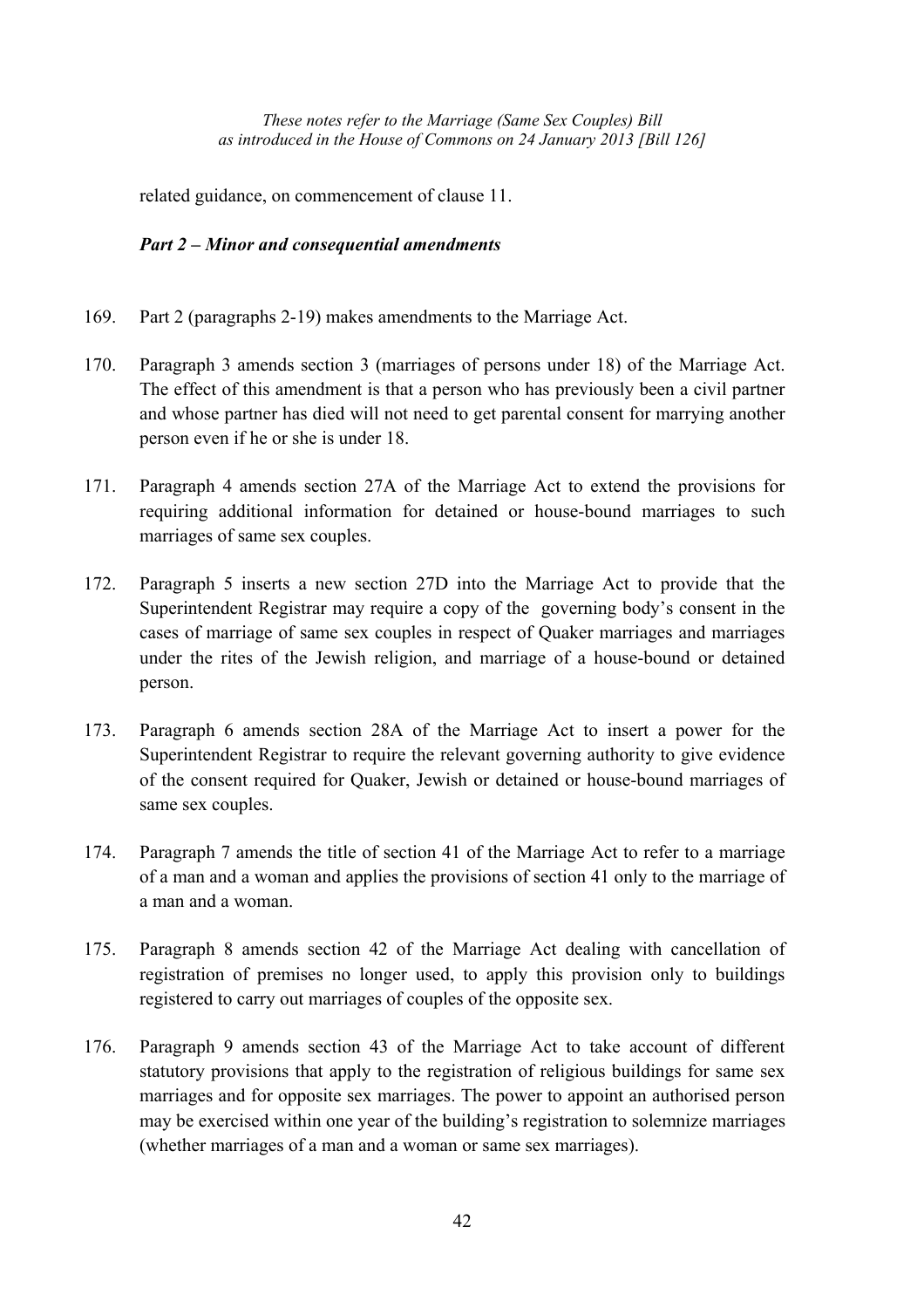related guidance, on commencement of clause 11.

### *Part 2 – Minor and consequential amendments*

169. Part 2 (paragraphs 2-19) makes amendments to the Marriage Act.

170. Paragraph 3 amends section 3 (marriages of persons under 18) of the Marriage Act. The effect of this amendment is that a person who has previously been a civil partner and whose partner has died will not need to get parental consent for marrying another person even if he or she is under 18.

171. Paragraph 4 amends section 27A of the Marriage Act to extend the provisions for requiring additional information for detained or house-bound marriages to such marriages of same sex couples.

172. Paragraph 5 inserts a new section 27D into the Marriage Act to provide that the Superintendent Registrar may require a copy of the governing body's consent in the cases of marriage of same sex couples in respect of Quaker marriages and marriages under the rites of the Jewish religion, and marriage of a house-bound or detained person.

173. Paragraph 6 amends section 28A of the Marriage Act to insert a power for the Superintendent Registrar to require the relevant governing authority to give evidence of the consent required for Quaker, Jewish or detained or house-bound marriages of same sex couples.

174. Paragraph 7 amends the title of section 41 of the Marriage Act to refer to a marriage of a man and a woman and applies the provisions of section 41 only to the marriage of a man and a woman.

175. Paragraph 8 amends section 42 of the Marriage Act dealing with cancellation of registration of premises no longer used, to apply this provision only to buildings registered to carry out marriages of couples of the opposite sex.

176. Paragraph 9 amends section 43 of the Marriage Act to take account of different statutory provisions that apply to the registration of religious buildings for same sex marriages and for opposite sex marriages. The power to appoint an authorised person may be exercised within one year of the building's registration to solemnize marriages (whether marriages of a man and a woman or same sex marriages).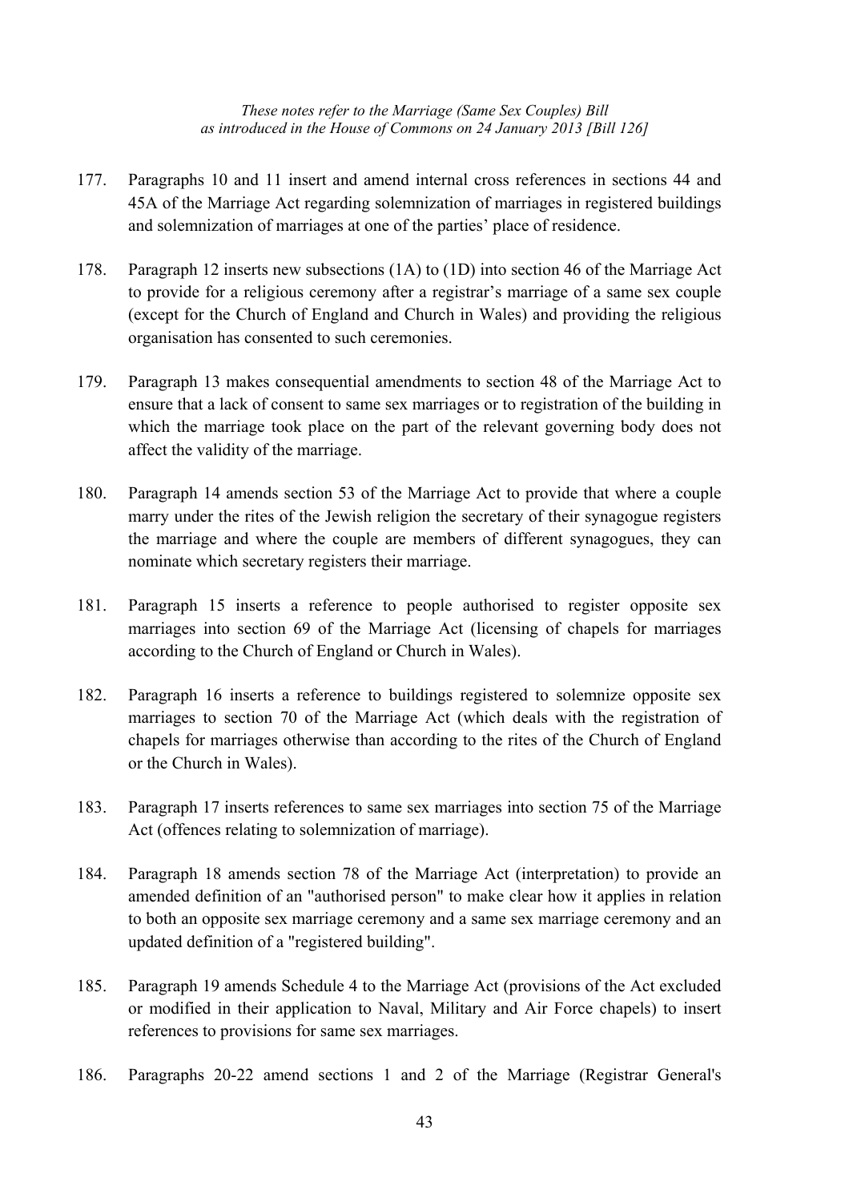177. Paragraphs 10 and 11 insert and amend internal cross references in sections 44 and 45A of the Marriage Act regarding solemnization of marriages in registered buildings and solemnization of marriages at one of the parties' place of residence.

178. Paragraph 12 inserts new subsections (1A) to (1D) into section 46 of the Marriage Act to provide for a religious ceremony after a registrar's marriage of a same sex couple (except for the Church of England and Church in Wales) and providing the religious organisation has consented to such ceremonies.

179. Paragraph 13 makes consequential amendments to section 48 of the Marriage Act to ensure that a lack of consent to same sex marriages or to registration of the building in which the marriage took place on the part of the relevant governing body does not affect the validity of the marriage.

180. Paragraph 14 amends section 53 of the Marriage Act to provide that where a couple marry under the rites of the Jewish religion the secretary of their synagogue registers the marriage and where the couple are members of different synagogues, they can nominate which secretary registers their marriage.

181. Paragraph 15 inserts a reference to people authorised to register opposite sex marriages into section 69 of the Marriage Act (licensing of chapels for marriages according to the Church of England or Church in Wales).

182. Paragraph 16 inserts a reference to buildings registered to solemnize opposite sex marriages to section 70 of the Marriage Act (which deals with the registration of chapels for marriages otherwise than according to the rites of the Church of England or the Church in Wales).

183. Paragraph 17 inserts references to same sex marriages into section 75 of the Marriage Act (offences relating to solemnization of marriage).

184. Paragraph 18 amends section 78 of the Marriage Act (interpretation) to provide an amended definition of an "authorised person" to make clear how it applies in relation to both an opposite sex marriage ceremony and a same sex marriage ceremony and an updated definition of a "registered building".

185. Paragraph 19 amends Schedule 4 to the Marriage Act (provisions of the Act excluded or modified in their application to Naval, Military and Air Force chapels) to insert references to provisions for same sex marriages.

186. Paragraphs 20-22 amend sections 1 and 2 of the Marriage (Registrar General's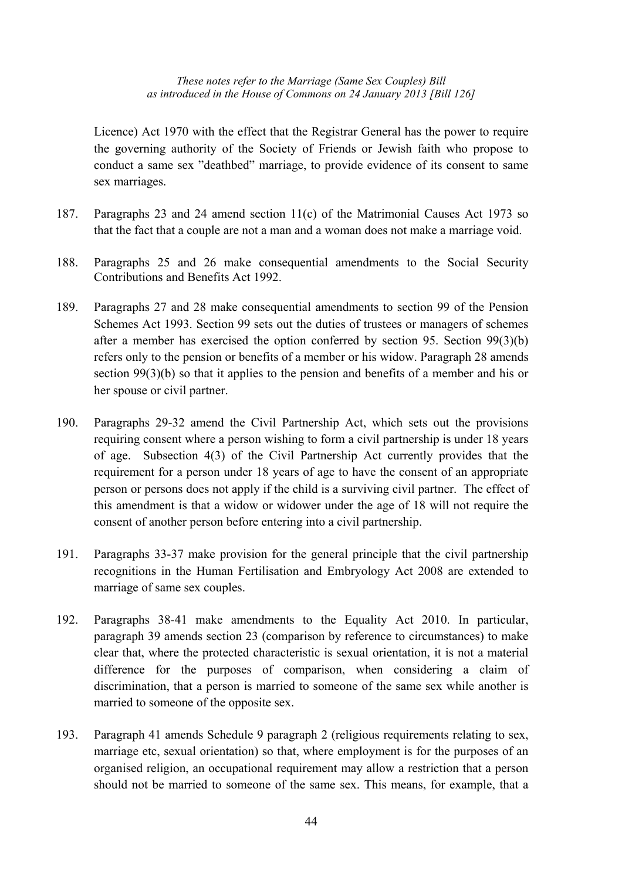Licence) Act 1970 with the effect that the Registrar General has the power to require the governing authority of the Society of Friends or Jewish faith who propose to conduct a same sex "deathbed" marriage, to provide evidence of its consent to same sex marriages.

187. Paragraphs 23 and 24 amend section 11(c) of the Matrimonial Causes Act 1973 so that the fact that a couple are not a man and a woman does not make a marriage void.

188. Paragraphs 25 and 26 make consequential amendments to the Social Security Contributions and Benefits Act 1992.

189. Paragraphs 27 and 28 make consequential amendments to section 99 of the Pension Schemes Act 1993. Section 99 sets out the duties of trustees or managers of schemes after a member has exercised the option conferred by section 95. Section 99(3)(b) refers only to the pension or benefits of a member or his widow. Paragraph 28 amends section 99(3)(b) so that it applies to the pension and benefits of a member and his or her spouse or civil partner.

190. Paragraphs 29-32 amend the Civil Partnership Act, which sets out the provisions requiring consent where a person wishing to form a civil partnership is under 18 years of age. Subsection 4(3) of the Civil Partnership Act currently provides that the requirement for a person under 18 years of age to have the consent of an appropriate person or persons does not apply if the child is a surviving civil partner. The effect of this amendment is that a widow or widower under the age of 18 will not require the consent of another person before entering into a civil partnership.

191. Paragraphs 33-37 make provision for the general principle that the civil partnership recognitions in the Human Fertilisation and Embryology Act 2008 are extended to marriage of same sex couples.

192. Paragraphs 38-41 make amendments to the Equality Act 2010. In particular, paragraph 39 amends section 23 (comparison by reference to circumstances) to make clear that, where the protected characteristic is sexual orientation, it is not a material difference for the purposes of comparison, when considering a claim of discrimination, that a person is married to someone of the same sex while another is married to someone of the opposite sex.

193. Paragraph 41 amends Schedule 9 paragraph 2 (religious requirements relating to sex, marriage etc, sexual orientation) so that, where employment is for the purposes of an organised religion, an occupational requirement may allow a restriction that a person should not be married to someone of the same sex. This means, for example, that a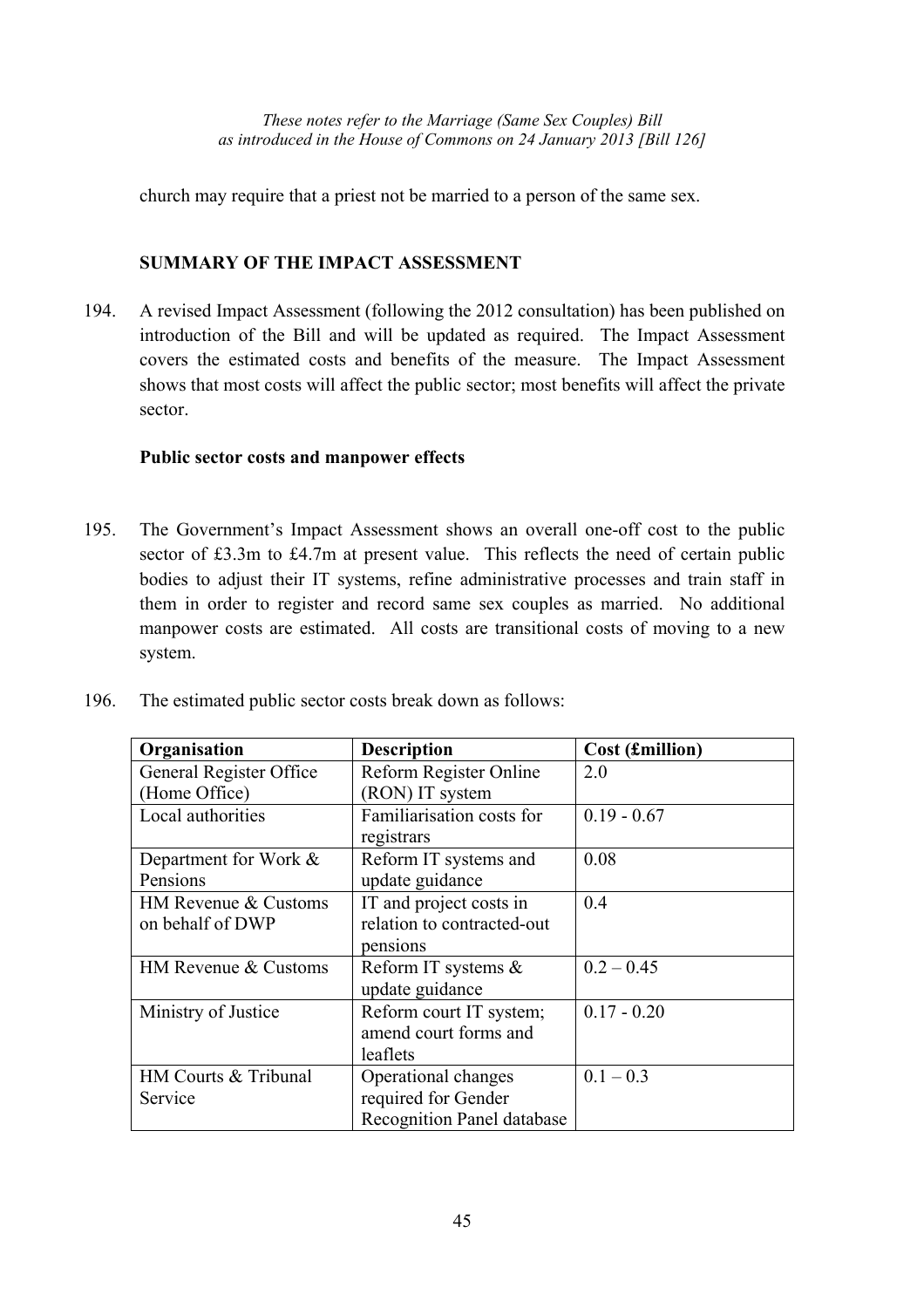church may require that a priest not be married to a person of the same sex.

## SUMMARY OF THE IMPACT ASSESSMENT

194. A revised Impact Assessment (following the 2012 consultation) has been published on introduction of the Bill and will be updated as required. The Impact Assessment covers the estimated costs and benefits of the measure. The Impact Assessment shows that most costs will affect the public sector; most benefits will affect the private sector.

### Public sector costs and manpower effects

195. The Government's Impact Assessment shows an overall one-off cost to the public sector of £3.3m to £4.7m at present value. This reflects the need of certain public bodies to adjust their IT systems, refine administrative processes and train staff in them in order to register and record same sex couples as married. No additional manpower costs are estimated. All costs are transitional costs of moving to a new system.

196. The estimated public sector costs break down as follows:

| Organisation | Description | Cost (£million) |
|---|---|---|
| General Register Office (Home Office) | Reform Register Online (RON) IT system | 2.0 |
| Local authorities | Familiarisation costs for registrars | 0.19 - 0.67 |
| Department for Work & Pensions | Reform IT systems and update guidance | 0.08 |
| HM Revenue & Customs on behalf of DWP | IT and project costs in relation to contracted-out pensions | 0.4 |
| HM Revenue & Customs | Reform IT systems & update guidance | 0.2 – 0.45 |
| Ministry of Justice | Reform court IT system; amend court forms and leaflets | 0.17 - 0.20 |
| HM Courts & Tribunal Service | Operational changes required for Gender Recognition Panel database | 0.1 – 0.3 |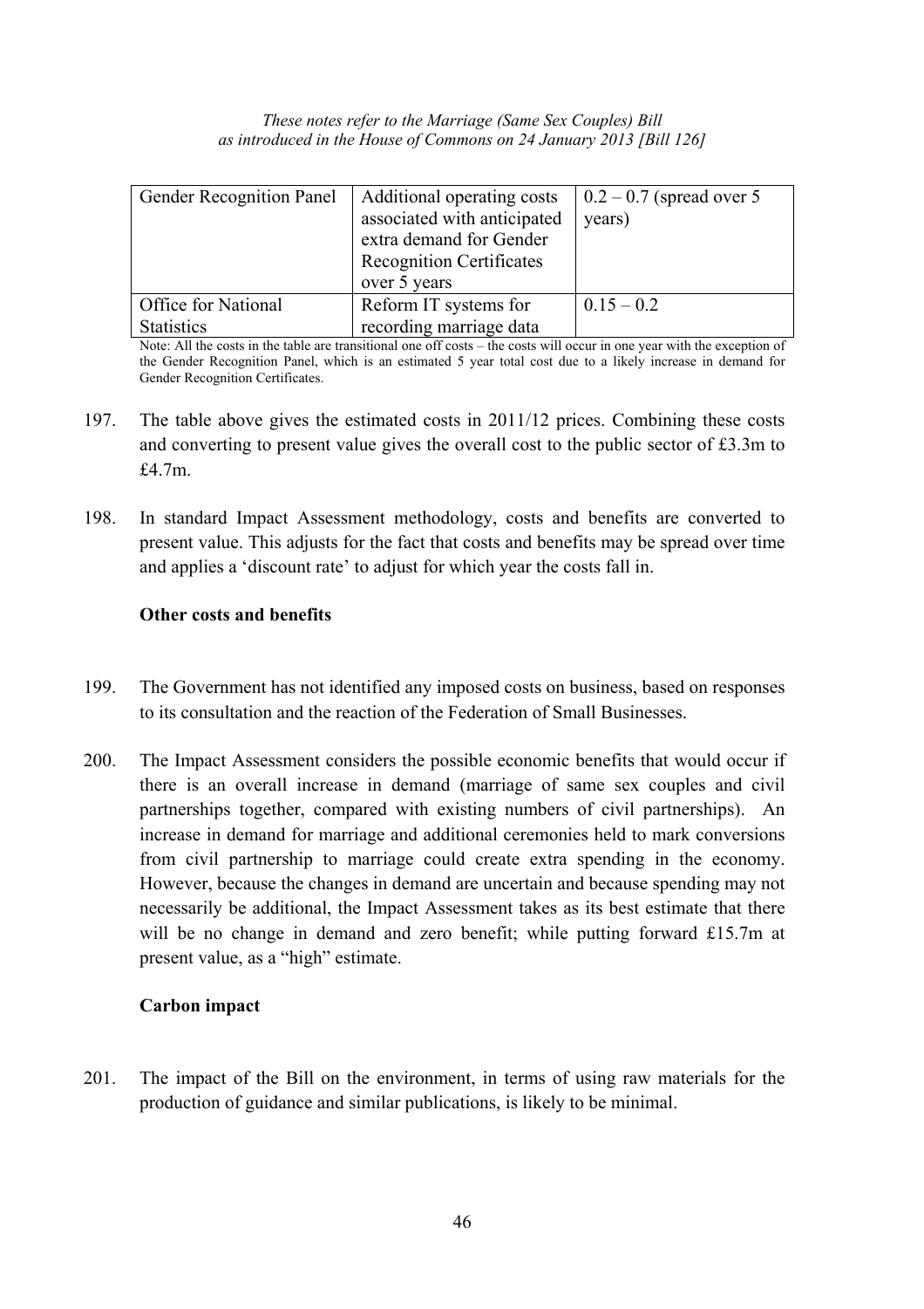| Gender Recognition Panel | Additional operating costs associated with anticipated extra demand for Gender Recognition Certificates over 5 years | 0.2 – 0.7 (spread over 5 years) |
| --- | --- | --- |
| Office for National Statistics | Reform IT systems for recording marriage data | 0.15 – 0.2 |

Note: All the costs in the table are transitional one off costs – the costs will occur in one year with the exception of the Gender Recognition Panel, which is an estimated 5 year total cost due to a likely increase in demand for Gender Recognition Certificates.

197. The table above gives the estimated costs in 2011/12 prices. Combining these costs and converting to present value gives the overall cost to the public sector of £3.3m to £4.7m.

198. In standard Impact Assessment methodology, costs and benefits are converted to present value. This adjusts for the fact that costs and benefits may be spread over time and applies a 'discount rate' to adjust for which year the costs fall in.

**Other costs and benefits**

199. The Government has not identified any imposed costs on business, based on responses to its consultation and the reaction of the Federation of Small Businesses.

200. The Impact Assessment considers the possible economic benefits that would occur if there is an overall increase in demand (marriage of same sex couples and civil partnerships together, compared with existing numbers of civil partnerships). An increase in demand for marriage and additional ceremonies held to mark conversions from civil partnership to marriage could create extra spending in the economy. However, because the changes in demand are uncertain and because spending may not necessarily be additional, the Impact Assessment takes as its best estimate that there will be no change in demand and zero benefit; while putting forward £15.7m at present value, as a "high" estimate.

**Carbon impact**

201. The impact of the Bill on the environment, in terms of using raw materials for the production of guidance and similar publications, is likely to be minimal.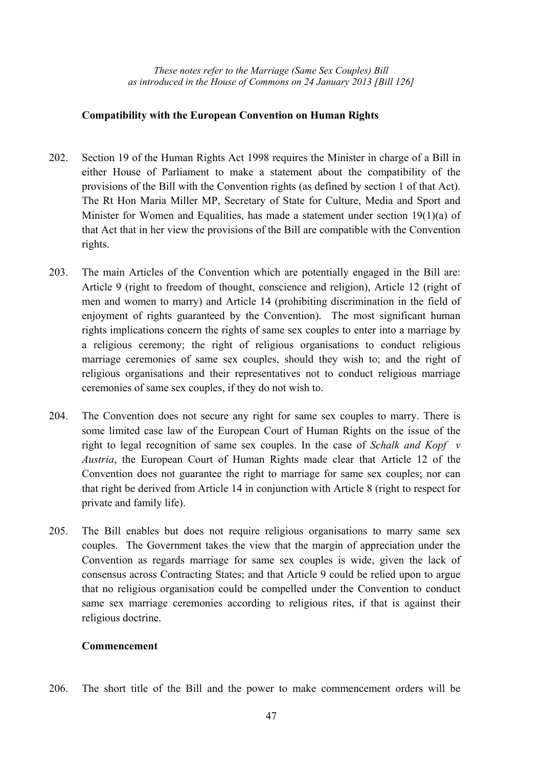*These notes refer to the Marriage (Same Sex Couples) Bill as introduced in the House of Commons on 24 January 2013 [Bill 126]*

**Compatibility with the European Convention on Human Rights**

202. Section 19 of the Human Rights Act 1998 requires the Minister in charge of a Bill in either House of Parliament to make a statement about the compatibility of the provisions of the Bill with the Convention rights (as defined by section 1 of that Act). The Rt Hon Maria Miller MP, Secretary of State for Culture, Media and Sport and Minister for Women and Equalities, has made a statement under section 19(1)(a) of that Act that in her view the provisions of the Bill are compatible with the Convention rights.

203. The main Articles of the Convention which are potentially engaged in the Bill are: Article 9 (right to freedom of thought, conscience and religion), Article 12 (right of men and women to marry) and Article 14 (prohibiting discrimination in the field of enjoyment of rights guaranteed by the Convention). The most significant human rights implications concern the rights of same sex couples to enter into a marriage by a religious ceremony; the right of religious organisations to conduct religious marriage ceremonies of same sex couples, should they wish to; and the right of religious organisations and their representatives not to conduct religious marriage ceremonies of same sex couples, if they do not wish to.

204. The Convention does not secure any right for same sex couples to marry. There is some limited case law of the European Court of Human Rights on the issue of the right to legal recognition of same sex couples. In the case of *Schalk and Kopf v Austria*, the European Court of Human Rights made clear that Article 12 of the Convention does not guarantee the right to marriage for same sex couples; nor can that right be derived from Article 14 in conjunction with Article 8 (right to respect for private and family life).

205. The Bill enables but does not require religious organisations to marry same sex couples. The Government takes the view that the margin of appreciation under the Convention as regards marriage for same sex couples is wide, given the lack of consensus across Contracting States; and that Article 9 could be relied upon to argue that no religious organisation could be compelled under the Convention to conduct same sex marriage ceremonies according to religious rites, if that is against their religious doctrine.

**Commencement**

206. The short title of the Bill and the power to make commencement orders will be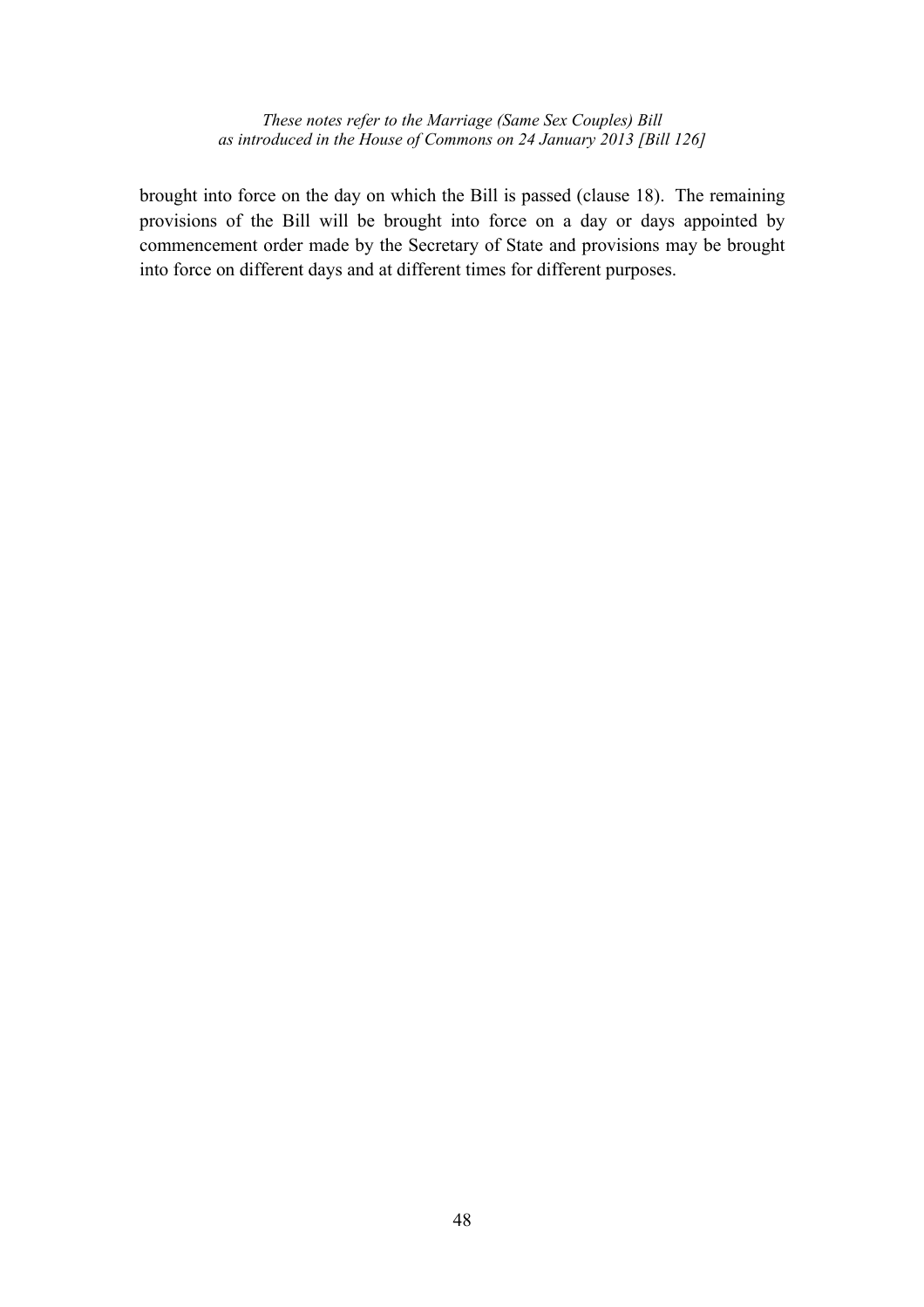brought into force on the day on which the Bill is passed (clause 18). The remaining provisions of the Bill will be brought into force on a day or days appointed by commencement order made by the Secretary of State and provisions may be brought into force on different days and at different times for different purposes.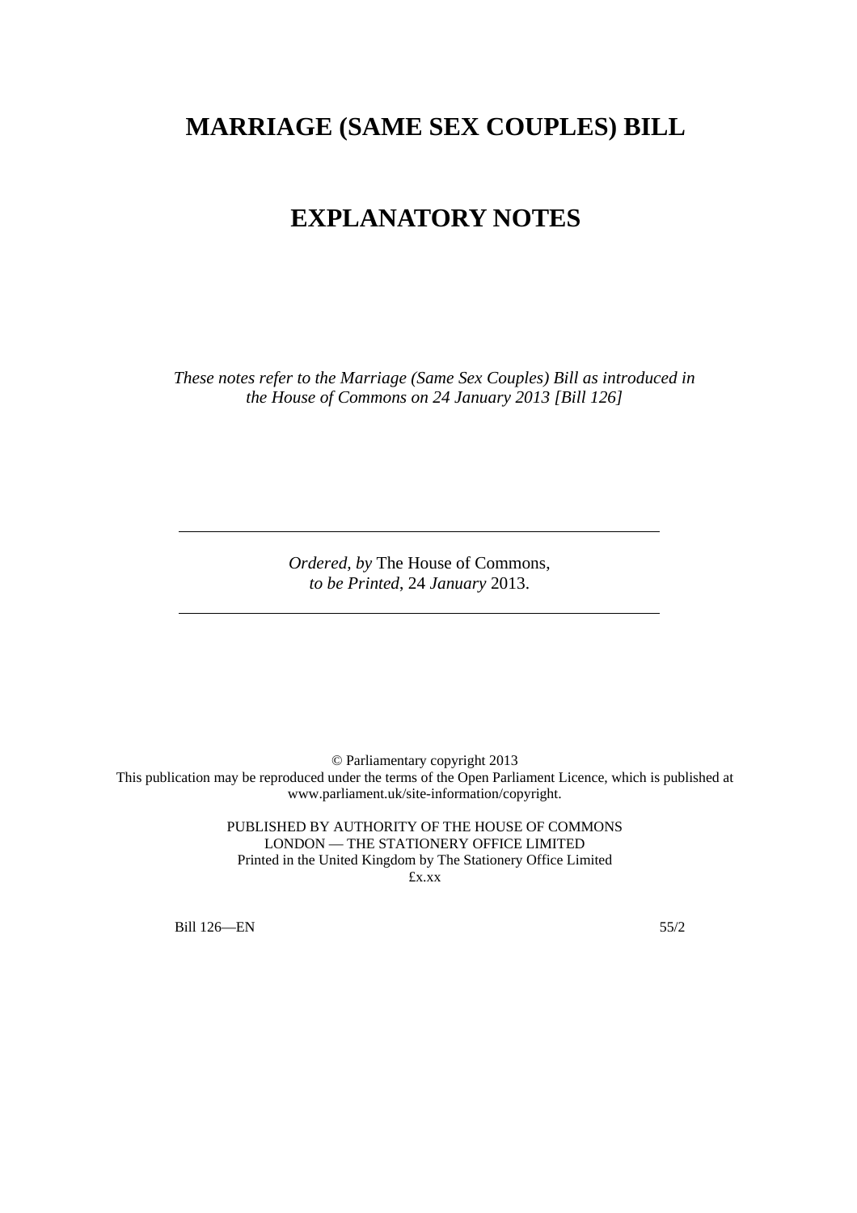# MARRIAGE (SAME SEX COUPLES) BILL

# EXPLANATORY NOTES

*These notes refer to the Marriage (Same Sex Couples) Bill as introduced in the House of Commons on 24 January 2013 [Bill 126]*

---

*Ordered, by* The House of Commons,
*to be Printed*, 24 *January* 2013.

---

© Parliamentary copyright 2013
This publication may be reproduced under the terms of the Open Parliament Licence, which is published at www.parliament.uk/site-information/copyright.

PUBLISHED BY AUTHORITY OF THE HOUSE OF COMMONS
LONDON — THE STATIONERY OFFICE LIMITED
Printed in the United Kingdom by The Stationery Office Limited
£x.xx

Bill 126—EN 55/2